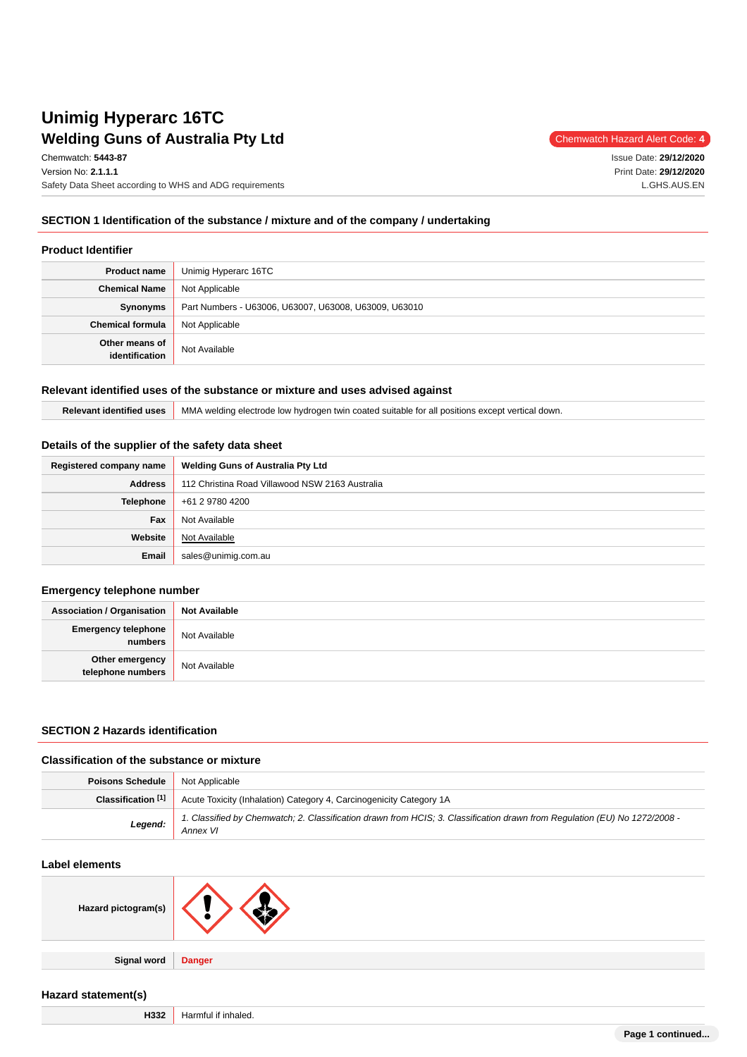# Unimig Hyperarc 16TC

## Welding Guns of Australia Pty Ltd

Chemwatch Hazard Alert Code: 4

Chemwatch: **5443-87**
Version No: **2.1.1.1**
Safety Data Sheet according to WHS and ADG requirements

Issue Date: **29/12/2020**
Print Date: **29/12/2020**
L.GHS.AUS.EN

## SECTION 1 Identification of the substance / mixture and of the company / undertaking

### Product Identifier

| | |
|---|---|
| **Product name** | Unimig Hyperarc 16TC |
| **Chemical Name** | Not Applicable |
| **Synonyms** | Part Numbers - U63006, U63007, U63008, U63009, U63010 |
| **Chemical formula** | Not Applicable |
| **Other means of identification** | Not Available |

### Relevant identified uses of the substance or mixture and uses advised against

| | |
|---|---|
| **Relevant identified uses** | MMA welding electrode low hydrogen twin coated suitable for all positions except vertical down. |

### Details of the supplier of the safety data sheet

| | |
|---|---|
| **Registered company name** | **Welding Guns of Australia Pty Ltd** |
| **Address** | 112 Christina Road Villawood NSW 2163 Australia |
| **Telephone** | +61 2 9780 4200 |
| **Fax** | Not Available |
| **Website** | Not Available |
| **Email** | sales@unimig.com.au |

### Emergency telephone number

| | |
|---|---|
| **Association / Organisation** | **Not Available** |
| **Emergency telephone numbers** | Not Available |
| **Other emergency telephone numbers** | Not Available |

## SECTION 2 Hazards identification

### Classification of the substance or mixture

| | |
|---|---|
| **Poisons Schedule** | Not Applicable |
| **Classification [1]** | Acute Toxicity (Inhalation) Category 4, Carcinogenicity Category 1A |
| ***Legend:*** | *1. Classified by Chemwatch; 2. Classification drawn from HCIS; 3. Classification drawn from Regulation (EU) No 1272/2008 - Annex VI* |

### Label elements

| | |
|---|---|
| **Hazard pictogram(s)** | |
| **Signal word** | **Danger** |

### Hazard statement(s)

| | |
|---|---|
| **H332** | Harmful if inhaled. |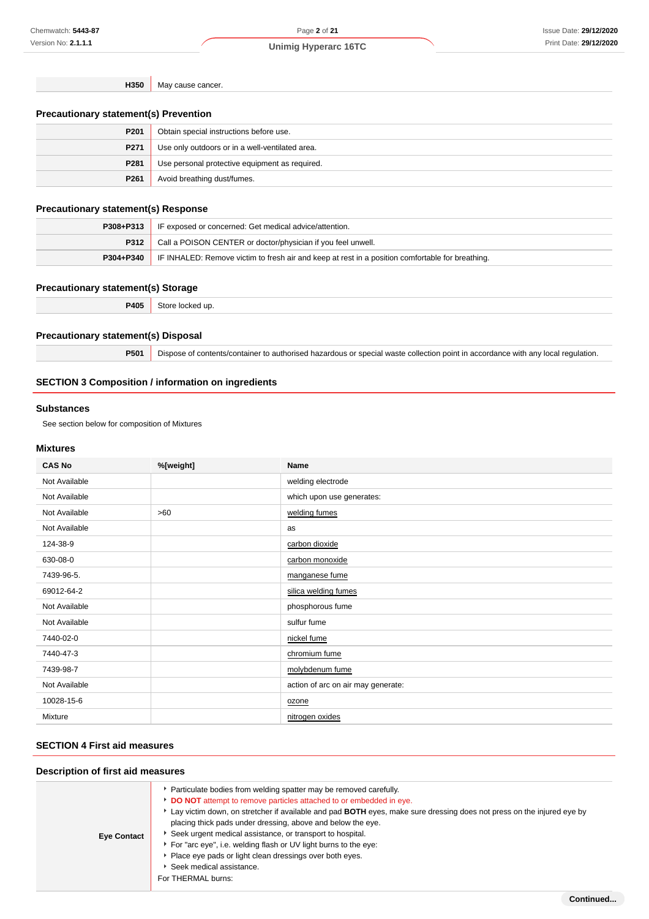| | |
|---|---|
| **H350** | May cause cancer. |

### Precautionary statement(s) Prevention

| | |
|---|---|
| **P201** | Obtain special instructions before use. |
| **P271** | Use only outdoors or in a well-ventilated area. |
| **P281** | Use personal protective equipment as required. |
| **P261** | Avoid breathing dust/fumes. |

### Precautionary statement(s) Response

| | |
|---|---|
| **P308+P313** | IF exposed or concerned: Get medical advice/attention. |
| **P312** | Call a POISON CENTER or doctor/physician if you feel unwell. |
| **P304+P340** | IF INHALED: Remove victim to fresh air and keep at rest in a position comfortable for breathing. |

### Precautionary statement(s) Storage

| | |
|---|---|
| **P405** | Store locked up. |

### Precautionary statement(s) Disposal

| | |
|---|---|
| **P501** | Dispose of contents/container to authorised hazardous or special waste collection point in accordance with any local regulation. |

## SECTION 3 Composition / information on ingredients

### Substances

See section below for composition of Mixtures

### Mixtures

| CAS No | %[weight] | Name |
|---|---|---|
| Not Available | | welding electrode |
| Not Available | | which upon use generates: |
| Not Available | >60 | welding fumes |
| Not Available | | as |
| 124-38-9 | | carbon dioxide |
| 630-08-0 | | carbon monoxide |
| 7439-96-5. | | manganese fume |
| 69012-64-2 | | silica welding fumes |
| Not Available | | phosphorous fume |
| Not Available | | sulfur fume |
| 7440-02-0 | | nickel fume |
| 7440-47-3 | | chromium fume |
| 7439-98-7 | | molybdenum fume |
| Not Available | | action of arc on air may generate: |
| 10028-15-6 | | ozone |
| Mixture | | nitrogen oxides |

## SECTION 4 First aid measures

### Description of first aid measures

| | |
|---|---|
| **Eye Contact** | - Particulate bodies from welding spatter may be removed carefully.<br>- **DO NOT** attempt to remove particles attached to or embedded in eye.<br>- Lay victim down, on stretcher if available and pad **BOTH** eyes, make sure dressing does not press on the injured eye by placing thick pads under dressing, above and below the eye.<br>- Seek urgent medical assistance, or transport to hospital.<br>- For "arc eye", i.e. welding flash or UV light burns to the eye:<br>- Place eye pads or light clean dressings over both eyes.<br>- Seek medical assistance.<br>For THERMAL burns: |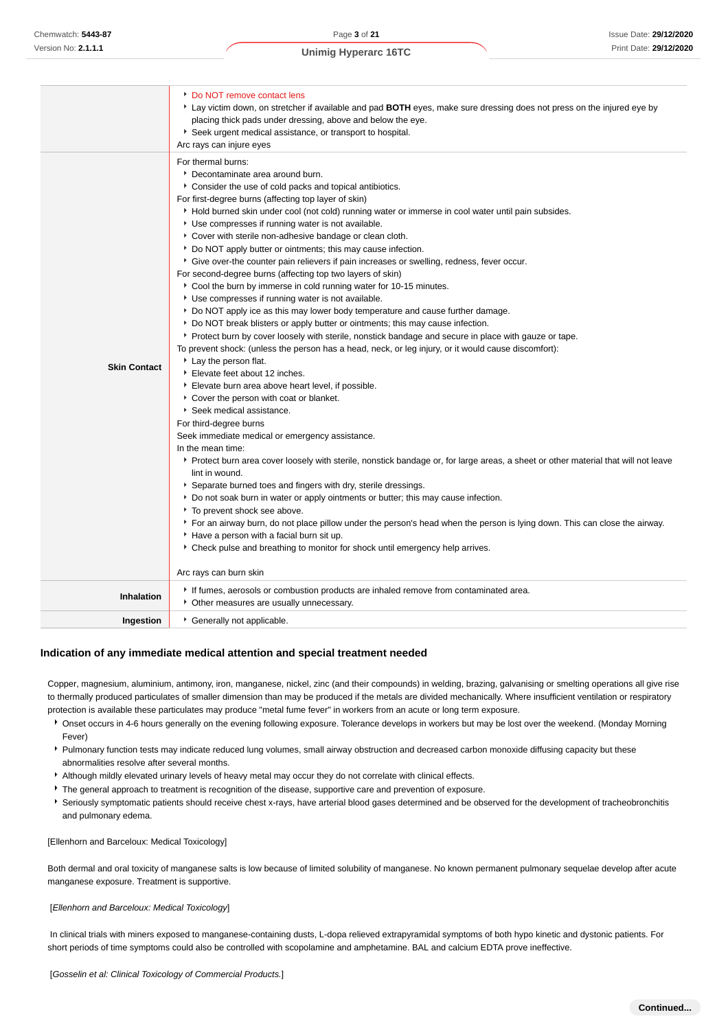| | |
|---|---|
| | ‣ Do NOT remove contact lens<br>‣ Lay victim down, on stretcher if available and pad **BOTH** eyes, make sure dressing does not press on the injured eye by placing thick pads under dressing, above and below the eye.<br>‣ Seek urgent medical assistance, or transport to hospital.<br>Arc rays can injure eyes |
| **Skin Contact** | For thermal burns:<br>‣ Decontaminate area around burn.<br>‣ Consider the use of cold packs and topical antibiotics.<br>For first-degree burns (affecting top layer of skin)<br>‣ Hold burned skin under cool (not cold) running water or immerse in cool water until pain subsides.<br>‣ Use compresses if running water is not available.<br>‣ Cover with sterile non-adhesive bandage or clean cloth.<br>‣ Do NOT apply butter or ointments; this may cause infection.<br>‣ Give over-the counter pain relievers if pain increases or swelling, redness, fever occur.<br>For second-degree burns (affecting top two layers of skin)<br>‣ Cool the burn by immerse in cold running water for 10-15 minutes.<br>‣ Use compresses if running water is not available.<br>‣ Do NOT apply ice as this may lower body temperature and cause further damage.<br>‣ Do NOT break blisters or apply butter or ointments; this may cause infection.<br>‣ Protect burn by cover loosely with sterile, nonstick bandage and secure in place with gauze or tape.<br>To prevent shock: (unless the person has a head, neck, or leg injury, or it would cause discomfort):<br>‣ Lay the person flat.<br>‣ Elevate feet about 12 inches.<br>‣ Elevate burn area above heart level, if possible.<br>‣ Cover the person with coat or blanket.<br>‣ Seek medical assistance.<br>For third-degree burns<br>Seek immediate medical or emergency assistance.<br>In the mean time:<br>‣ Protect burn area cover loosely with sterile, nonstick bandage or, for large areas, a sheet or other material that will not leave lint in wound.<br>‣ Separate burned toes and fingers with dry, sterile dressings.<br>‣ Do not soak burn in water or apply ointments or butter; this may cause infection.<br>‣ To prevent shock see above.<br>‣ For an airway burn, do not place pillow under the person's head when the person is lying down. This can close the airway.<br>‣ Have a person with a facial burn sit up.<br>‣ Check pulse and breathing to monitor for shock until emergency help arrives.<br><br>Arc rays can burn skin |
| **Inhalation** | ‣ If fumes, aerosols or combustion products are inhaled remove from contaminated area.<br>‣ Other measures are usually unnecessary. |
| **Ingestion** | ‣ Generally not applicable. |

### Indication of any immediate medical attention and special treatment needed

Copper, magnesium, aluminium, antimony, iron, manganese, nickel, zinc (and their compounds) in welding, brazing, galvanising or smelting operations all give rise to thermally produced particulates of smaller dimension than may be produced if the metals are divided mechanically. Where insufficient ventilation or respiratory protection is available these particulates may produce "metal fume fever" in workers from an acute or long term exposure.

- Onset occurs in 4-6 hours generally on the evening following exposure. Tolerance develops in workers but may be lost over the weekend. (Monday Morning Fever)
- Pulmonary function tests may indicate reduced lung volumes, small airway obstruction and decreased carbon monoxide diffusing capacity but these abnormalities resolve after several months.
- Although mildly elevated urinary levels of heavy metal may occur they do not correlate with clinical effects.
- The general approach to treatment is recognition of the disease, supportive care and prevention of exposure.
- Seriously symptomatic patients should receive chest x-rays, have arterial blood gases determined and be observed for the development of tracheobronchitis and pulmonary edema.

[Ellenhorn and Barceloux: Medical Toxicology]

Both dermal and oral toxicity of manganese salts is low because of limited solubility of manganese. No known permanent pulmonary sequelae develop after acute manganese exposure. Treatment is supportive.

[*Ellenhorn and Barceloux: Medical Toxicology*]

In clinical trials with miners exposed to manganese-containing dusts, L-dopa relieved extrapyramidal symptoms of both hypo kinetic and dystonic patients. For short periods of time symptoms could also be controlled with scopolamine and amphetamine. BAL and calcium EDTA prove ineffective.

[*Gosselin et al: Clinical Toxicology of Commercial Products.*]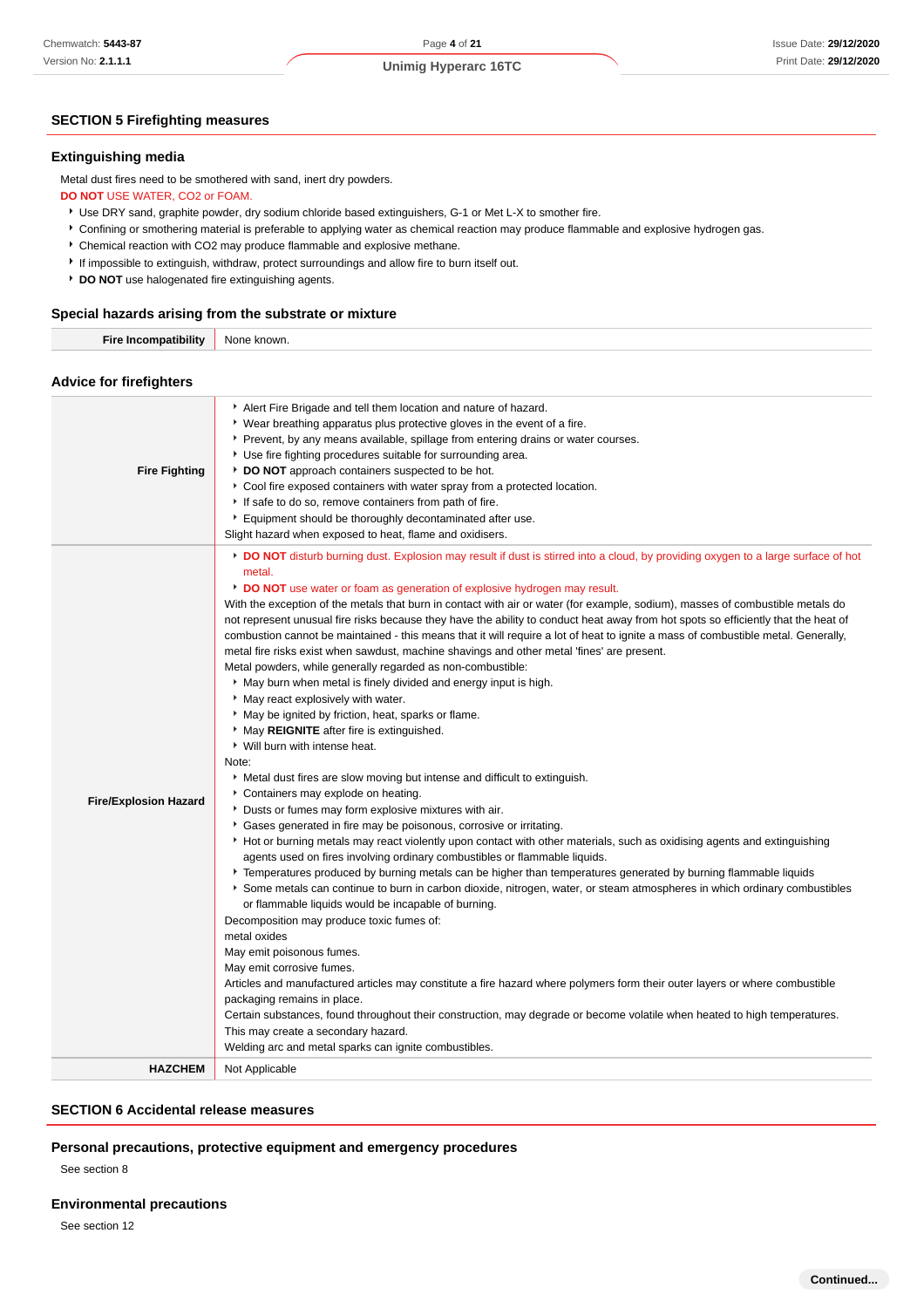## SECTION 5 Firefighting measures

### Extinguishing media

Metal dust fires need to be smothered with sand, inert dry powders.

**DO NOT** USE WATER, $CO_2$ or FOAM.

- Use DRY sand, graphite powder, dry sodium chloride based extinguishers, G-1 or Met L-X to smother fire.
- Confining or smothering material is preferable to applying water as chemical reaction may produce flammable and explosive hydrogen gas.
- Chemical reaction with $CO_2$ may produce flammable and explosive methane.
- If impossible to extinguish, withdraw, protect surroundings and allow fire to burn itself out.
- **DO NOT** use halogenated fire extinguishing agents.

### Special hazards arising from the substrate or mixture

| | |
|---|---|
| **Fire Incompatibility** | None known. |

### Advice for firefighters

| | |
|---|---|
| **Fire Fighting** | ▸ Alert Fire Brigade and tell them location and nature of hazard.<br>▸ Wear breathing apparatus plus protective gloves in the event of a fire.<br>▸ Prevent, by any means available, spillage from entering drains or water courses.<br>▸ Use fire fighting procedures suitable for surrounding area.<br>▸ **DO NOT** approach containers suspected to be hot.<br>▸ Cool fire exposed containers with water spray from a protected location.<br>▸ If safe to do so, remove containers from path of fire.<br>▸ Equipment should be thoroughly decontaminated after use.<br>Slight hazard when exposed to heat, flame and oxidisers. |
| **Fire/Explosion Hazard** | ▸ **DO NOT** disturb burning dust. Explosion may result if dust is stirred into a cloud, by providing oxygen to a large surface of hot metal.<br>▸ **DO NOT** use water or foam as generation of explosive hydrogen may result.<br>With the exception of the metals that burn in contact with air or water (for example, sodium), masses of combustible metals do not represent unusual fire risks because they have the ability to conduct heat away from hot spots so efficiently that the heat of combustion cannot be maintained - this means that it will require a lot of heat to ignite a mass of combustible metal. Generally, metal fire risks exist when sawdust, machine shavings and other metal 'fines' are present.<br>Metal powders, while generally regarded as non-combustible:<br>▸ May burn when metal is finely divided and energy input is high.<br>▸ May react explosively with water.<br>▸ May be ignited by friction, heat, sparks or flame.<br>▸ May **REIGNITE** after fire is extinguished.<br>▸ Will burn with intense heat.<br>Note:<br>▸ Metal dust fires are slow moving but intense and difficult to extinguish.<br>▸ Containers may explode on heating.<br>▸ Dusts or fumes may form explosive mixtures with air.<br>▸ Gases generated in fire may be poisonous, corrosive or irritating.<br>▸ Hot or burning metals may react violently upon contact with other materials, such as oxidising agents and extinguishing agents used on fires involving ordinary combustibles or flammable liquids.<br>▸ Temperatures produced by burning metals can be higher than temperatures generated by burning flammable liquids<br>▸ Some metals can continue to burn in carbon dioxide, nitrogen, water, or steam atmospheres in which ordinary combustibles or flammable liquids would be incapable of burning.<br>Decomposition may produce toxic fumes of:<br>metal oxides<br>May emit poisonous fumes.<br>May emit corrosive fumes.<br>Articles and manufactured articles may constitute a fire hazard where polymers form their outer layers or where combustible packaging remains in place.<br>Certain substances, found throughout their construction, may degrade or become volatile when heated to high temperatures. This may create a secondary hazard.<br>Welding arc and metal sparks can ignite combustibles. |
| **HAZCHEM** | Not Applicable |

## SECTION 6 Accidental release measures

### Personal precautions, protective equipment and emergency procedures

See section 8

### Environmental precautions

See section 12

Continued...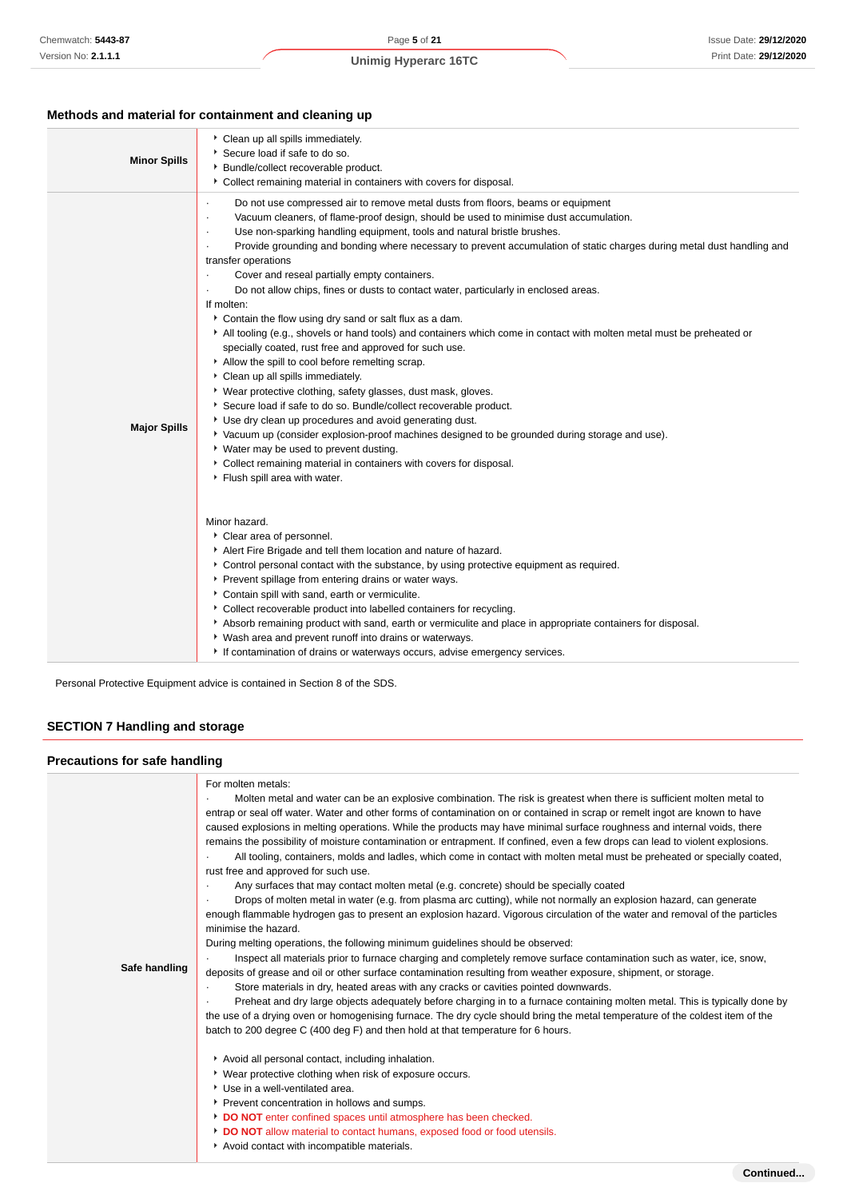### Methods and material for containment and cleaning up

| | |
|---|---|
| **Minor Spills** | ▸ Clean up all spills immediately.<br>▸ Secure load if safe to do so.<br>▸ Bundle/collect recoverable product.<br>▸ Collect remaining material in containers with covers for disposal. |
| **Major Spills** | · Do not use compressed air to remove metal dusts from floors, beams or equipment<br>· Vacuum cleaners, of flame-proof design, should be used to minimise dust accumulation.<br>· Use non-sparking handling equipment, tools and natural bristle brushes.<br>· Provide grounding and bonding where necessary to prevent accumulation of static charges during metal dust handling and transfer operations<br>· Cover and reseal partially empty containers.<br>· Do not allow chips, fines or dusts to contact water, particularly in enclosed areas.<br>If molten:<br>▸ Contain the flow using dry sand or salt flux as a dam.<br>▸ All tooling (e.g., shovels or hand tools) and containers which come in contact with molten metal must be preheated or specially coated, rust free and approved for such use.<br>▸ Allow the spill to cool before remelting scrap.<br>▸ Clean up all spills immediately.<br>▸ Wear protective clothing, safety glasses, dust mask, gloves.<br>▸ Secure load if safe to do so. Bundle/collect recoverable product.<br>▸ Use dry clean up procedures and avoid generating dust.<br>▸ Vacuum up (consider explosion-proof machines designed to be grounded during storage and use).<br>▸ Water may be used to prevent dusting.<br>▸ Collect remaining material in containers with covers for disposal.<br>▸ Flush spill area with water.<br><br>Minor hazard.<br>▸ Clear area of personnel.<br>▸ Alert Fire Brigade and tell them location and nature of hazard.<br>▸ Control personal contact with the substance, by using protective equipment as required.<br>▸ Prevent spillage from entering drains or water ways.<br>▸ Contain spill with sand, earth or vermiculite.<br>▸ Collect recoverable product into labelled containers for recycling.<br>▸ Absorb remaining product with sand, earth or vermiculite and place in appropriate containers for disposal.<br>▸ Wash area and prevent runoff into drains or waterways.<br>▸ If contamination of drains or waterways occurs, advise emergency services. |

Personal Protective Equipment advice is contained in Section 8 of the SDS.

## SECTION 7 Handling and storage

### Precautions for safe handling

| | |
|---|---|
| **Safe handling** | For molten metals:<br>· Molten metal and water can be an explosive combination. The risk is greatest when there is sufficient molten metal to entrap or seal off water. Water and other forms of contamination on or contained in scrap or remelt ingot are known to have caused explosions in melting operations. While the products may have minimal surface roughness and internal voids, there remains the possibility of moisture contamination or entrapment. If confined, even a few drops can lead to violent explosions.<br>· All tooling, containers, molds and ladles, which come in contact with molten metal must be preheated or specially coated, rust free and approved for such use.<br>· Any surfaces that may contact molten metal (e.g. concrete) should be specially coated<br>· Drops of molten metal in water (e.g. from plasma arc cutting), while not normally an explosion hazard, can generate enough flammable hydrogen gas to present an explosion hazard. Vigorous circulation of the water and removal of the particles minimise the hazard.<br>During melting operations, the following minimum guidelines should be observed:<br>· Inspect all materials prior to furnace charging and completely remove surface contamination such as water, ice, snow, deposits of grease and oil or other surface contamination resulting from weather exposure, shipment, or storage.<br>· Store materials in dry, heated areas with any cracks or cavities pointed downwards.<br>· Preheat and dry large objects adequately before charging in to a furnace containing molten metal. This is typically done by the use of a drying oven or homogenising furnace. The dry cycle should bring the metal temperature of the coldest item of the batch to 200 degree C (400 deg F) and then hold at that temperature for 6 hours.<br><br>▸ Avoid all personal contact, including inhalation.<br>▸ Wear protective clothing when risk of exposure occurs.<br>▸ Use in a well-ventilated area.<br>▸ Prevent concentration in hollows and sumps.<br>▸ **DO NOT** enter confined spaces until atmosphere has been checked.<br>▸ **DO NOT** allow material to contact humans, exposed food or food utensils.<br>▸ Avoid contact with incompatible materials. |

Continued...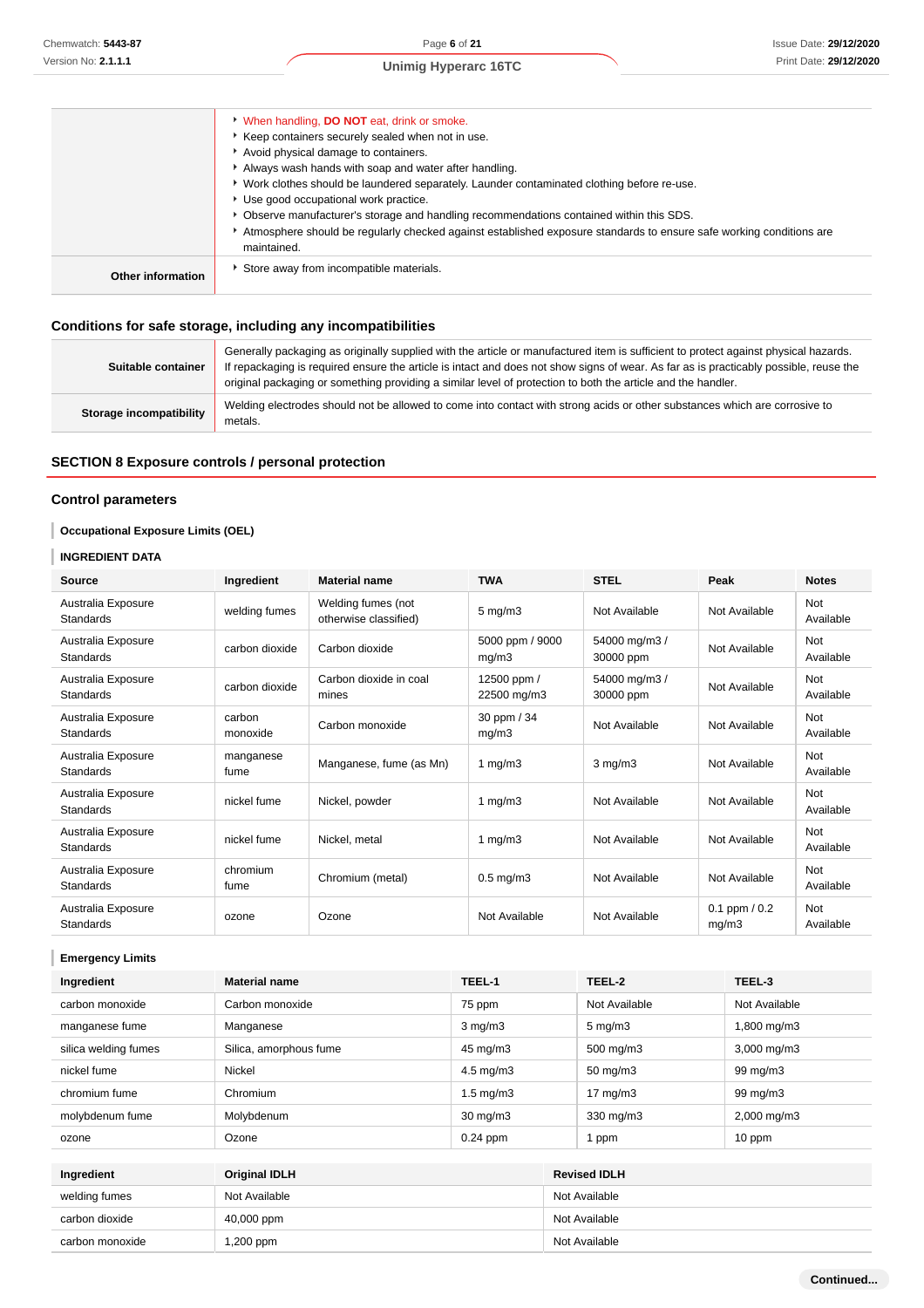| | |
|---|---|
| | - When handling, **DO NOT** eat, drink or smoke.<br>- Keep containers securely sealed when not in use.<br>- Avoid physical damage to containers.<br>- Always wash hands with soap and water after handling.<br>- Work clothes should be laundered separately. Launder contaminated clothing before re-use.<br>- Use good occupational work practice.<br>- Observe manufacturer's storage and handling recommendations contained within this SDS.<br>- Atmosphere should be regularly checked against established exposure standards to ensure safe working conditions are maintained. |
| **Other information** | - Store away from incompatible materials. |

### Conditions for safe storage, including any incompatibilities

| | |
|---|---|
| **Suitable container** | Generally packaging as originally supplied with the article or manufactured item is sufficient to protect against physical hazards. If repackaging is required ensure the article is intact and does not show signs of wear. As far as is practicably possible, reuse the original packaging or something providing a similar level of protection to both the article and the handler. |
| **Storage incompatibility** | Welding electrodes should not be allowed to come into contact with strong acids or other substances which are corrosive to metals. |

## SECTION 8 Exposure controls / personal protection

### Control parameters

**Occupational Exposure Limits (OEL)**

**INGREDIENT DATA**

| Source | Ingredient | Material name | TWA | STEL | Peak | Notes |
|---|---|---|---|---|---|---|
| Australia Exposure Standards | welding fumes | Welding fumes (not otherwise classified) | 5 mg/m3 | Not Available | Not Available | Not Available |
| Australia Exposure Standards | carbon dioxide | Carbon dioxide | 5000 ppm / 9000 mg/m3 | 54000 mg/m3 / 30000 ppm | Not Available | Not Available |
| Australia Exposure Standards | carbon dioxide | Carbon dioxide in coal mines | 12500 ppm / 22500 mg/m3 | 54000 mg/m3 / 30000 ppm | Not Available | Not Available |
| Australia Exposure Standards | carbon monoxide | Carbon monoxide | 30 ppm / 34 mg/m3 | Not Available | Not Available | Not Available |
| Australia Exposure Standards | manganese fume | Manganese, fume (as Mn) | 1 mg/m3 | 3 mg/m3 | Not Available | Not Available |
| Australia Exposure Standards | nickel fume | Nickel, powder | 1 mg/m3 | Not Available | Not Available | Not Available |
| Australia Exposure Standards | nickel fume | Nickel, metal | 1 mg/m3 | Not Available | Not Available | Not Available |
| Australia Exposure Standards | chromium fume | Chromium (metal) | 0.5 mg/m3 | Not Available | Not Available | Not Available |
| Australia Exposure Standards | ozone | Ozone | Not Available | Not Available | 0.1 ppm / 0.2 mg/m3 | Not Available |

**Emergency Limits**

| Ingredient | Material name | TEEL-1 | TEEL-2 | TEEL-3 |
|---|---|---|---|---|
| carbon monoxide | Carbon monoxide | 75 ppm | Not Available | Not Available |
| manganese fume | Manganese | 3 mg/m3 | 5 mg/m3 | 1,800 mg/m3 |
| silica welding fumes | Silica, amorphous fume | 45 mg/m3 | 500 mg/m3 | 3,000 mg/m3 |
| nickel fume | Nickel | 4.5 mg/m3 | 50 mg/m3 | 99 mg/m3 |
| chromium fume | Chromium | 1.5 mg/m3 | 17 mg/m3 | 99 mg/m3 |
| molybdenum fume | Molybdenum | 30 mg/m3 | 330 mg/m3 | 2,000 mg/m3 |
| ozone | Ozone | 0.24 ppm | 1 ppm | 10 ppm |

| Ingredient | Original IDLH | Revised IDLH |
|---|---|---|
| welding fumes | Not Available | Not Available |
| carbon dioxide | 40,000 ppm | Not Available |
| carbon monoxide | 1,200 ppm | Not Available |

Continued...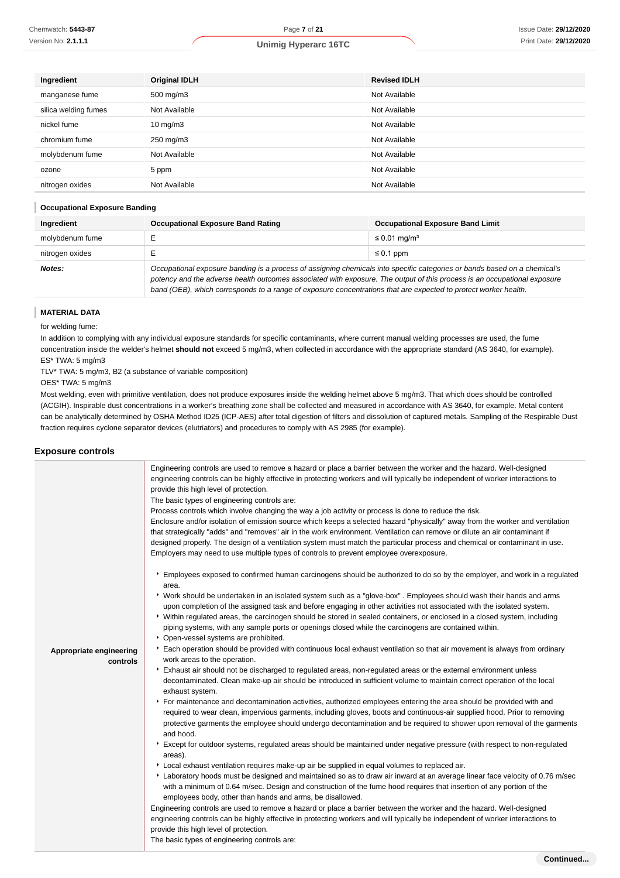| Ingredient | Original IDLH | Revised IDLH |
| --- | --- | --- |
| manganese fume | 500 mg/m3 | Not Available |
| silica welding fumes | Not Available | Not Available |
| nickel fume | 10 mg/m3 | Not Available |
| chromium fume | 250 mg/m3 | Not Available |
| molybdenum fume | Not Available | Not Available |
| ozone | 5 ppm | Not Available |
| nitrogen oxides | Not Available | Not Available |

### Occupational Exposure Banding

| Ingredient | Occupational Exposure Band Rating | Occupational Exposure Band Limit |
| --- | --- | --- |
| molybdenum fume | E | ≤ 0.01 mg/m³ |
| nitrogen oxides | E | ≤ 0.1 ppm |
| ***Notes:*** | *Occupational exposure banding is a process of assigning chemicals into specific categories or bands based on a chemical's potency and the adverse health outcomes associated with exposure. The output of this process is an occupational exposure band (OEB), which corresponds to a range of exposure concentrations that are expected to protect worker health.* | |

### MATERIAL DATA

for welding fume:

In addition to complying with any individual exposure standards for specific contaminants, where current manual welding processes are used, the fume concentration inside the welder's helmet **should not** exceed 5 mg/m3, when collected in accordance with the appropriate standard (AS 3640, for example).

ES* TWA: 5 mg/m3

TLV* TWA: 5 mg/m3, B2 (a substance of variable composition)

OES* TWA: 5 mg/m3

Most welding, even with primitive ventilation, does not produce exposures inside the welding helmet above 5 mg/m3. That which does should be controlled (ACGIH). Inspirable dust concentrations in a worker's breathing zone shall be collected and measured in accordance with AS 3640, for example. Metal content can be analytically determined by OSHA Method ID25 (ICP-AES) after total digestion of filters and dissolution of captured metals. Sampling of the Respirable Dust fraction requires cyclone separator devices (elutriators) and procedures to comply with AS 2985 (for example).

## Exposure controls

**Appropriate engineering controls**

Engineering controls are used to remove a hazard or place a barrier between the worker and the hazard. Well-designed engineering controls can be highly effective in protecting workers and will typically be independent of worker interactions to provide this high level of protection.
The basic types of engineering controls are:
Process controls which involve changing the way a job activity or process is done to reduce the risk.
Enclosure and/or isolation of emission source which keeps a selected hazard "physically" away from the worker and ventilation that strategically "adds" and "removes" air in the work environment. Ventilation can remove or dilute an air contaminant if designed properly. The design of a ventilation system must match the particular process and chemical or contaminant in use.
Employers may need to use multiple types of controls to prevent employee overexposure.

- Employees exposed to confirmed human carcinogens should be authorized to do so by the employer, and work in a regulated area.
- Work should be undertaken in an isolated system such as a "glove-box" . Employees should wash their hands and arms upon completion of the assigned task and before engaging in other activities not associated with the isolated system.
- Within regulated areas, the carcinogen should be stored in sealed containers, or enclosed in a closed system, including piping systems, with any sample ports or openings closed while the carcinogens are contained within.
- Open-vessel systems are prohibited.
- Each operation should be provided with continuous local exhaust ventilation so that air movement is always from ordinary work areas to the operation.
- Exhaust air should not be discharged to regulated areas, non-regulated areas or the external environment unless decontaminated. Clean make-up air should be introduced in sufficient volume to maintain correct operation of the local exhaust system.
- For maintenance and decontamination activities, authorized employees entering the area should be provided with and required to wear clean, impervious garments, including gloves, boots and continuous-air supplied hood. Prior to removing protective garments the employee should undergo decontamination and be required to shower upon removal of the garments and hood.
- Except for outdoor systems, regulated areas should be maintained under negative pressure (with respect to non-regulated areas).
- Local exhaust ventilation requires make-up air be supplied in equal volumes to replaced air.
- Laboratory hoods must be designed and maintained so as to draw air inward at an average linear face velocity of 0.76 m/sec with a minimum of 0.64 m/sec. Design and construction of the fume hood requires that insertion of any portion of the employees body, other than hands and arms, be disallowed.

Engineering controls are used to remove a hazard or place a barrier between the worker and the hazard. Well-designed engineering controls can be highly effective in protecting workers and will typically be independent of worker interactions to provide this high level of protection.
The basic types of engineering controls are: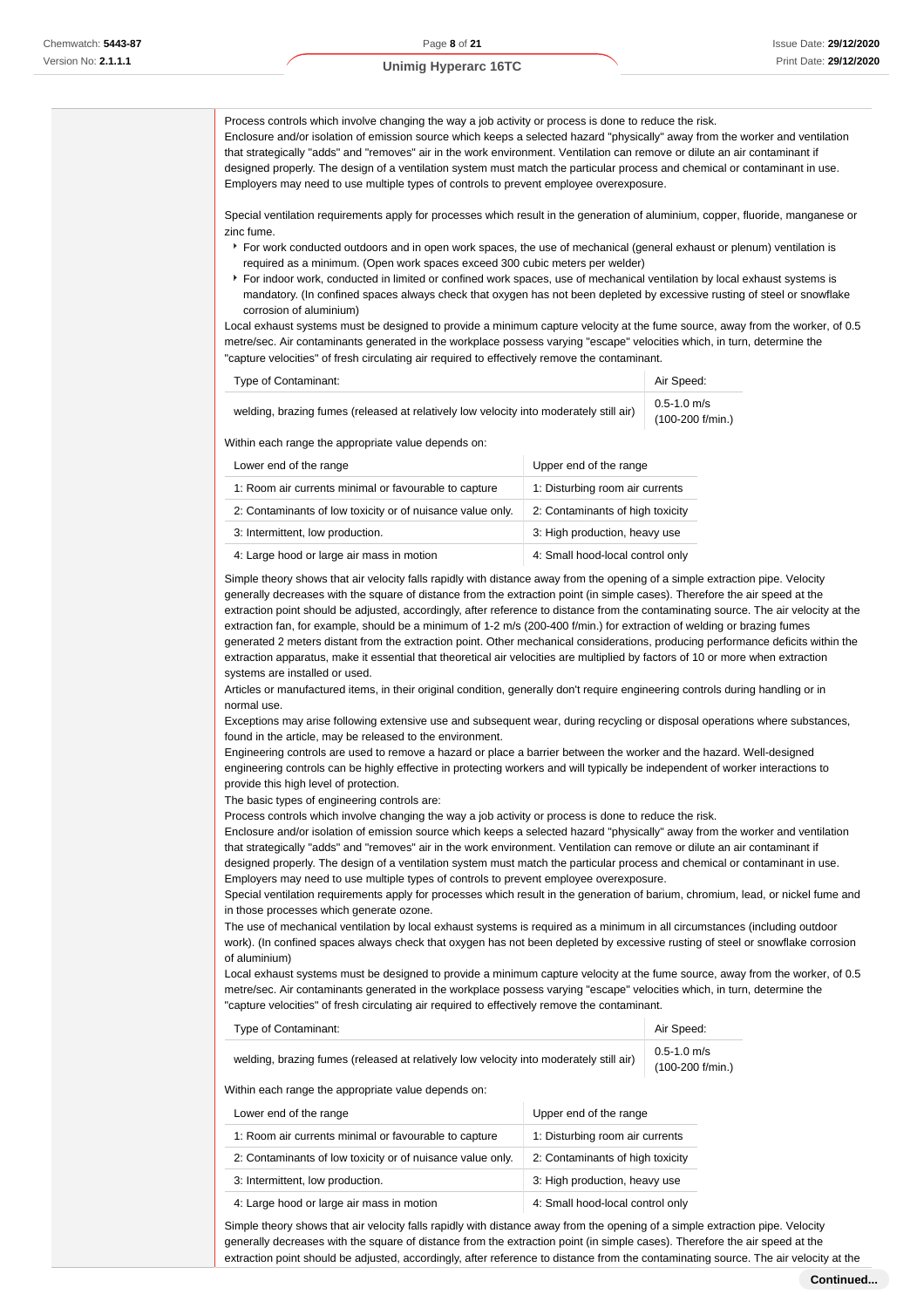Process controls which involve changing the way a job activity or process is done to reduce the risk.
Enclosure and/or isolation of emission source which keeps a selected hazard "physically" away from the worker and ventilation that strategically "adds" and "removes" air in the work environment. Ventilation can remove or dilute an air contaminant if designed properly. The design of a ventilation system must match the particular process and chemical or contaminant in use.
Employers may need to use multiple types of controls to prevent employee overexposure.

Special ventilation requirements apply for processes which result in the generation of aluminium, copper, fluoride, manganese or zinc fume.

- For work conducted outdoors and in open work spaces, the use of mechanical (general exhaust or plenum) ventilation is required as a minimum. (Open work spaces exceed 300 cubic meters per welder)
- For indoor work, conducted in limited or confined work spaces, use of mechanical ventilation by local exhaust systems is mandatory. (In confined spaces always check that oxygen has not been depleted by excessive rusting of steel or snowflake corrosion of aluminium)

Local exhaust systems must be designed to provide a minimum capture velocity at the fume source, away from the worker, of 0.5 metre/sec. Air contaminants generated in the workplace possess varying "escape" velocities which, in turn, determine the "capture velocities" of fresh circulating air required to effectively remove the contaminant.

| Type of Contaminant: | Air Speed: |
|---|---|
| welding, brazing fumes (released at relatively low velocity into moderately still air) | 0.5-1.0 m/s (100-200 f/min.) |

Within each range the appropriate value depends on:

| Lower end of the range | Upper end of the range |
|---|---|
| 1: Room air currents minimal or favourable to capture | 1: Disturbing room air currents |
| 2: Contaminants of low toxicity or of nuisance value only. | 2: Contaminants of high toxicity |
| 3: Intermittent, low production. | 3: High production, heavy use |
| 4: Large hood or large air mass in motion | 4: Small hood-local control only |

Simple theory shows that air velocity falls rapidly with distance away from the opening of a simple extraction pipe. Velocity generally decreases with the square of distance from the extraction point (in simple cases). Therefore the air speed at the extraction point should be adjusted, accordingly, after reference to distance from the contaminating source. The air velocity at the extraction fan, for example, should be a minimum of 1-2 m/s (200-400 f/min.) for extraction of welding or brazing fumes generated 2 meters distant from the extraction point. Other mechanical considerations, producing performance deficits within the extraction apparatus, make it essential that theoretical air velocities are multiplied by factors of 10 or more when extraction systems are installed or used.
Articles or manufactured items, in their original condition, generally don't require engineering controls during handling or in normal use.
Exceptions may arise following extensive use and subsequent wear, during recycling or disposal operations where substances, found in the article, may be released to the environment.
Engineering controls are used to remove a hazard or place a barrier between the worker and the hazard. Well-designed engineering controls can be highly effective in protecting workers and will typically be independent of worker interactions to provide this high level of protection.
The basic types of engineering controls are:
Process controls which involve changing the way a job activity or process is done to reduce the risk.
Enclosure and/or isolation of emission source which keeps a selected hazard "physically" away from the worker and ventilation that strategically "adds" and "removes" air in the work environment. Ventilation can remove or dilute an air contaminant if designed properly. The design of a ventilation system must match the particular process and chemical or contaminant in use.
Employers may need to use multiple types of controls to prevent employee overexposure.
Special ventilation requirements apply for processes which result in the generation of barium, chromium, lead, or nickel fume and in those processes which generate ozone.
The use of mechanical ventilation by local exhaust systems is required as a minimum in all circumstances (including outdoor work). (In confined spaces always check that oxygen has not been depleted by excessive rusting of steel or snowflake corrosion of aluminium)
Local exhaust systems must be designed to provide a minimum capture velocity at the fume source, away from the worker, of 0.5 metre/sec. Air contaminants generated in the workplace possess varying "escape" velocities which, in turn, determine the "capture velocities" of fresh circulating air required to effectively remove the contaminant.

| Type of Contaminant: | Air Speed: |
|---|---|
| welding, brazing fumes (released at relatively low velocity into moderately still air) | 0.5-1.0 m/s (100-200 f/min.) |

Within each range the appropriate value depends on:

| Lower end of the range | Upper end of the range |
|---|---|
| 1: Room air currents minimal or favourable to capture | 1: Disturbing room air currents |
| 2: Contaminants of low toxicity or of nuisance value only. | 2: Contaminants of high toxicity |
| 3: Intermittent, low production. | 3: High production, heavy use |
| 4: Large hood or large air mass in motion | 4: Small hood-local control only |

Simple theory shows that air velocity falls rapidly with distance away from the opening of a simple extraction pipe. Velocity generally decreases with the square of distance from the extraction point (in simple cases). Therefore the air speed at the extraction point should be adjusted, accordingly, after reference to distance from the contaminating source. The air velocity at the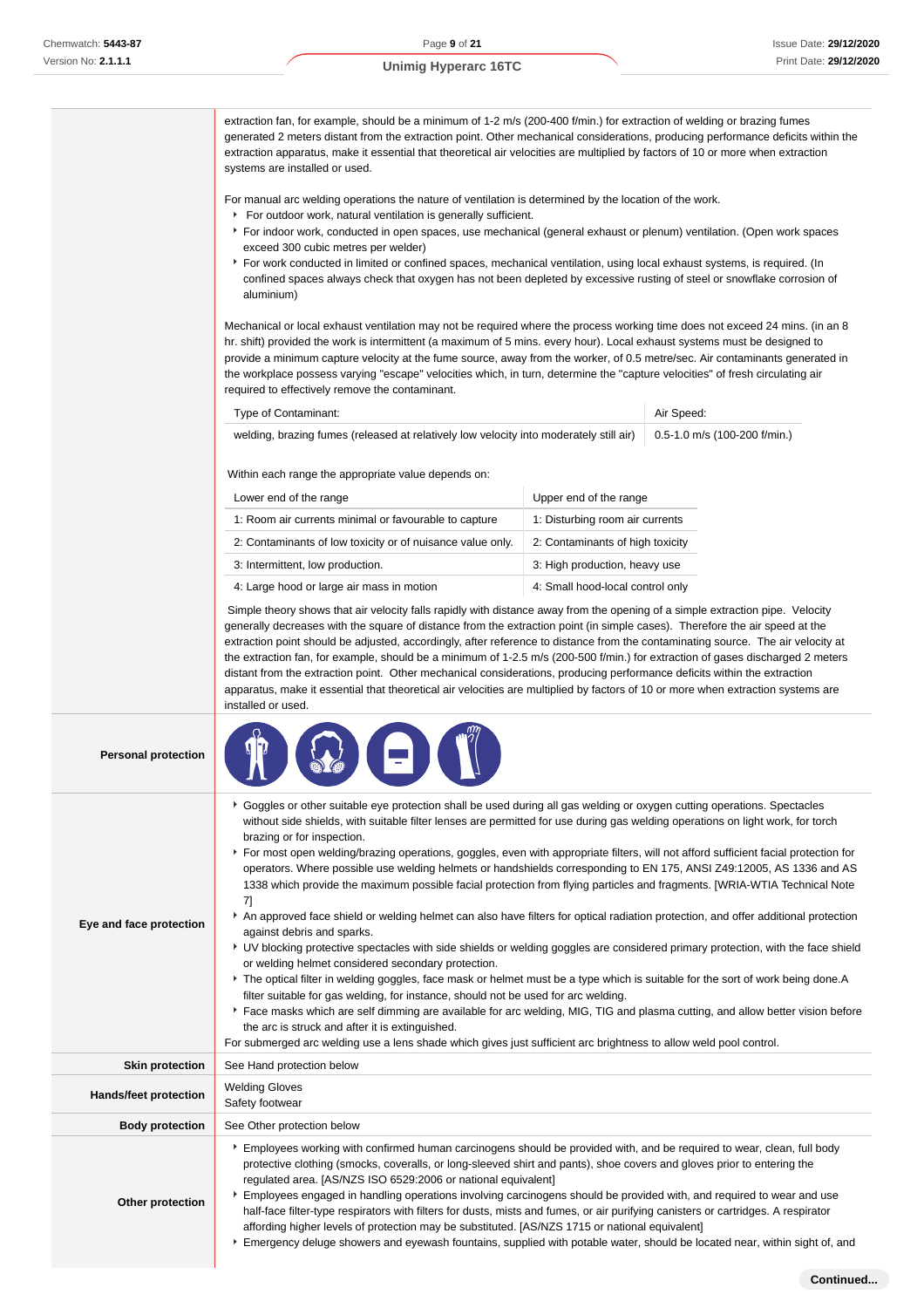extraction fan, for example, should be a minimum of 1-2 m/s (200-400 f/min.) for extraction of welding or brazing fumes generated 2 meters distant from the extraction point. Other mechanical considerations, producing performance deficits within the extraction apparatus, make it essential that theoretical air velocities are multiplied by factors of 10 or more when extraction systems are installed or used.

For manual arc welding operations the nature of ventilation is determined by the location of the work.

- For outdoor work, natural ventilation is generally sufficient.
- For indoor work, conducted in open spaces, use mechanical (general exhaust or plenum) ventilation. (Open work spaces exceed 300 cubic metres per welder)
- For work conducted in limited or confined spaces, mechanical ventilation, using local exhaust systems, is required. (In confined spaces always check that oxygen has not been depleted by excessive rusting of steel or snowflake corrosion of aluminium)

Mechanical or local exhaust ventilation may not be required where the process working time does not exceed 24 mins. (in an 8 hr. shift) provided the work is intermittent (a maximum of 5 mins. every hour). Local exhaust systems must be designed to provide a minimum capture velocity at the fume source, away from the worker, of 0.5 metre/sec. Air contaminants generated in the workplace possess varying "escape" velocities which, in turn, determine the "capture velocities" of fresh circulating air required to effectively remove the contaminant.

| Type of Contaminant: | Air Speed: |
|---|---|
| welding, brazing fumes (released at relatively low velocity into moderately still air) | 0.5-1.0 m/s (100-200 f/min.) |

Within each range the appropriate value depends on:

| Lower end of the range | Upper end of the range |
|---|---|
| 1: Room air currents minimal or favourable to capture | 1: Disturbing room air currents |
| 2: Contaminants of low toxicity or of nuisance value only. | 2: Contaminants of high toxicity |
| 3: Intermittent, low production. | 3: High production, heavy use |
| 4: Large hood or large air mass in motion | 4: Small hood-local control only |

Simple theory shows that air velocity falls rapidly with distance away from the opening of a simple extraction pipe. Velocity generally decreases with the square of distance from the extraction point (in simple cases). Therefore the air speed at the extraction point should be adjusted, accordingly, after reference to distance from the contaminating source. The air velocity at the extraction fan, for example, should be a minimum of 1-2.5 m/s (200-500 f/min.) for extraction of gases discharged 2 meters distant from the extraction point. Other mechanical considerations, producing performance deficits within the extraction apparatus, make it essential that theoretical air velocities are multiplied by factors of 10 or more when extraction systems are installed or used.

**Personal protection**

**Eye and face protection**

- Goggles or other suitable eye protection shall be used during all gas welding or oxygen cutting operations. Spectacles without side shields, with suitable filter lenses are permitted for use during gas welding operations on light work, for torch brazing or for inspection.
- For most open welding/brazing operations, goggles, even with appropriate filters, will not afford sufficient facial protection for operators. Where possible use welding helmets or handshields corresponding to EN 175, ANSI Z49:12005, AS 1336 and AS 1338 which provide the maximum possible facial protection from flying particles and fragments. [WRIA-WTIA Technical Note 7]
- An approved face shield or welding helmet can also have filters for optical radiation protection, and offer additional protection against debris and sparks.
- UV blocking protective spectacles with side shields or welding goggles are considered primary protection, with the face shield or welding helmet considered secondary protection.
- The optical filter in welding goggles, face mask or helmet must be a type which is suitable for the sort of work being done.A filter suitable for gas welding, for instance, should not be used for arc welding.
- Face masks which are self dimming are available for arc welding, MIG, TIG and plasma cutting, and allow better vision before the arc is struck and after it is extinguished.

For submerged arc welding use a lens shade which gives just sufficient arc brightness to allow weld pool control.

**Skin protection**

See Hand protection below

**Hands/feet protection**

Welding Gloves
Safety footwear

**Body protection**

See Other protection below

**Other protection**

- Employees working with confirmed human carcinogens should be provided with, and be required to wear, clean, full body protective clothing (smocks, coveralls, or long-sleeved shirt and pants), shoe covers and gloves prior to entering the regulated area. [AS/NZS ISO 6529:2006 or national equivalent]
- Employees engaged in handling operations involving carcinogens should be provided with, and required to wear and use half-face filter-type respirators with filters for dusts, mists and fumes, or air purifying canisters or cartridges. A respirator affording higher levels of protection may be substituted. [AS/NZS 1715 or national equivalent]
- Emergency deluge showers and eyewash fountains, supplied with potable water, should be located near, within sight of, and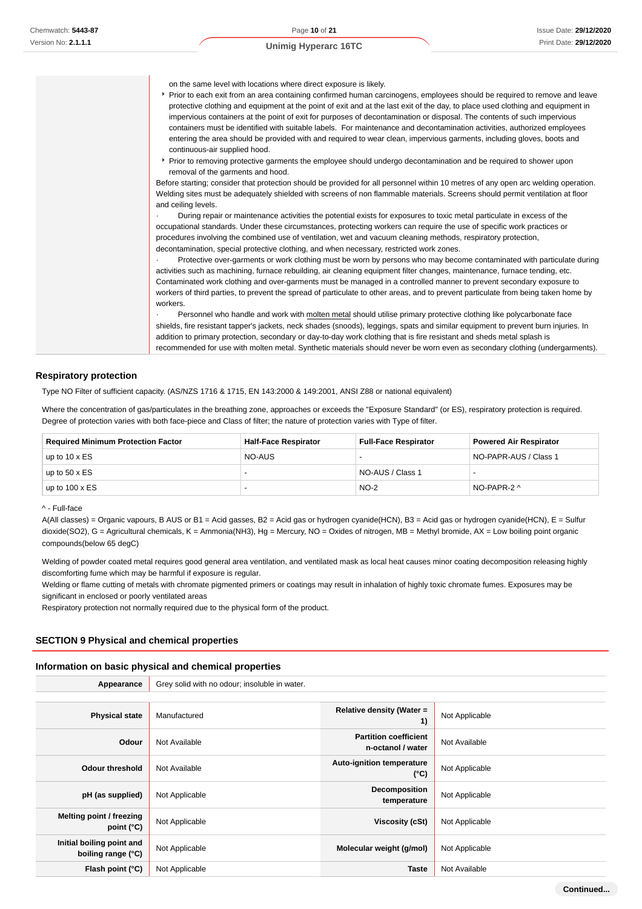on the same level with locations where direct exposure is likely.

- Prior to each exit from an area containing confirmed human carcinogens, employees should be required to remove and leave protective clothing and equipment at the point of exit and at the last exit of the day, to place used clothing and equipment in impervious containers at the point of exit for purposes of decontamination or disposal. The contents of such impervious containers must be identified with suitable labels. For maintenance and decontamination activities, authorized employees entering the area should be provided with and required to wear clean, impervious garments, including gloves, boots and continuous-air supplied hood.
- Prior to removing protective garments the employee should undergo decontamination and be required to shower upon removal of the garments and hood.

Before starting; consider that protection should be provided for all personnel within 10 metres of any open arc welding operation. Welding sites must be adequately shielded with screens of non flammable materials. Screens should permit ventilation at floor and ceiling levels.

· During repair or maintenance activities the potential exists for exposures to toxic metal particulate in excess of the occupational standards. Under these circumstances, protecting workers can require the use of specific work practices or procedures involving the combined use of ventilation, wet and vacuum cleaning methods, respiratory protection, decontamination, special protective clothing, and when necessary, restricted work zones.

· Protective over-garments or work clothing must be worn by persons who may become contaminated with particulate during activities such as machining, furnace rebuilding, air cleaning equipment filter changes, maintenance, furnace tending, etc. Contaminated work clothing and over-garments must be managed in a controlled manner to prevent secondary exposure to workers of third parties, to prevent the spread of particulate to other areas, and to prevent particulate from being taken home by workers.

· Personnel who handle and work with molten metal should utilise primary protective clothing like polycarbonate face shields, fire resistant tapper's jackets, neck shades (snoods), leggings, spats and similar equipment to prevent burn injuries. In addition to primary protection, secondary or day-to-day work clothing that is fire resistant and sheds metal splash is recommended for use with molten metal. Synthetic materials should never be worn even as secondary clothing (undergarments).

### Respiratory protection

Type NO Filter of sufficient capacity. (AS/NZS 1716 & 1715, EN 143:2000 & 149:2001, ANSI Z88 or national equivalent)

Where the concentration of gas/particulates in the breathing zone, approaches or exceeds the "Exposure Standard" (or ES), respiratory protection is required. Degree of protection varies with both face-piece and Class of filter; the nature of protection varies with Type of filter.

| Required Minimum Protection Factor | Half-Face Respirator | Full-Face Respirator | Powered Air Respirator |
|---|---|---|---|
| up to 10 x ES | NO-AUS | - | NO-PAPR-AUS / Class 1 |
| up to 50 x ES | - | NO-AUS / Class 1 | - |
| up to 100 x ES | - | NO-2 | NO-PAPR-2 ^ |

^ - Full-face

A(All classes) = Organic vapours, B AUS or B1 = Acid gasses, B2 = Acid gas or hydrogen cyanide(HCN), B3 = Acid gas or hydrogen cyanide(HCN), E = Sulfur dioxide(SO2), G = Agricultural chemicals, K = Ammonia(NH3), Hg = Mercury, NO = Oxides of nitrogen, MB = Methyl bromide, AX = Low boiling point organic compounds(below 65 degC)

Welding of powder coated metal requires good general area ventilation, and ventilated mask as local heat causes minor coating decomposition releasing highly discomforting fume which may be harmful if exposure is regular.
Welding or flame cutting of metals with chromate pigmented primers or coatings may result in inhalation of highly toxic chromate fumes. Exposures may be significant in enclosed or poorly ventilated areas
Respiratory protection not normally required due to the physical form of the product.

## SECTION 9 Physical and chemical properties

### Information on basic physical and chemical properties

| Appearance | Grey solid with no odour; insoluble in water. | | |
|---|---|---|---|
| **Physical state** | Manufactured | **Relative density (Water = 1)** | Not Applicable |
| **Odour** | Not Available | **Partition coefficient n-octanol / water** | Not Available |
| **Odour threshold** | Not Available | **Auto-ignition temperature (°C)** | Not Applicable |
| **pH (as supplied)** | Not Applicable | **Decomposition temperature** | Not Applicable |
| **Melting point / freezing point (°C)** | Not Applicable | **Viscosity (cSt)** | Not Applicable |
| **Initial boiling point and boiling range (°C)** | Not Applicable | **Molecular weight (g/mol)** | Not Applicable |
| **Flash point (°C)** | Not Applicable | **Taste** | Not Available |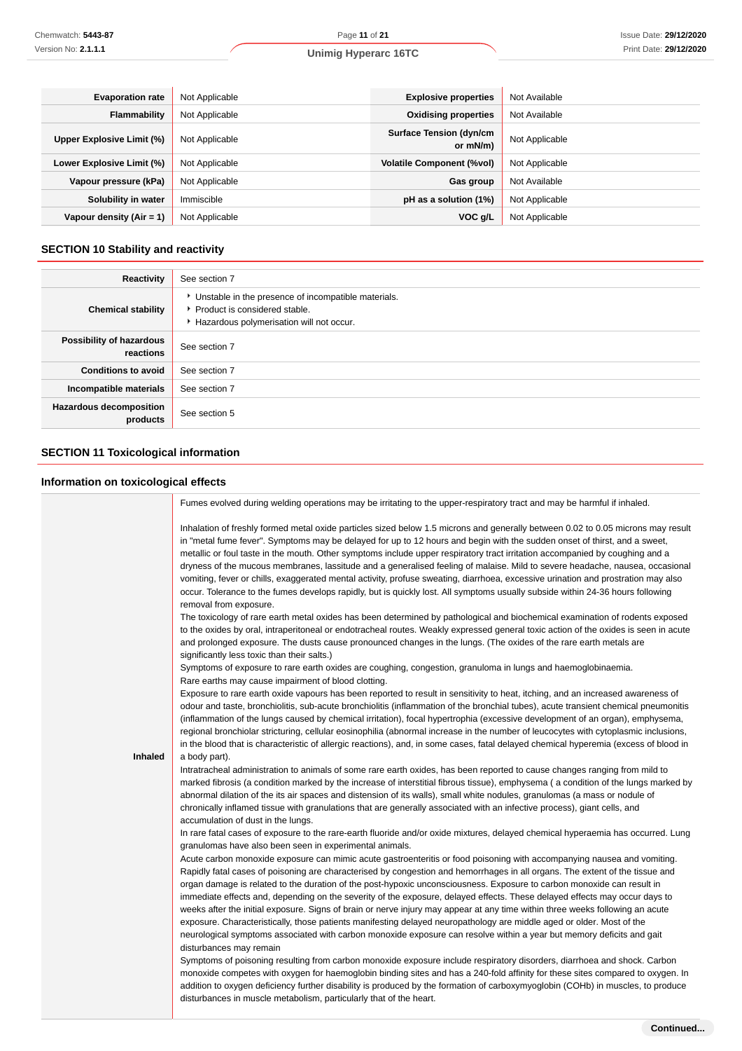| | | | |
|---|---|---|---|
| **Evaporation rate** | Not Applicable | **Explosive properties** | Not Available |
| **Flammability** | Not Applicable | **Oxidising properties** | Not Available |
| **Upper Explosive Limit (%)** | Not Applicable | **Surface Tension (dyn/cm or mN/m)** | Not Applicable |
| **Lower Explosive Limit (%)** | Not Applicable | **Volatile Component (%vol)** | Not Applicable |
| **Vapour pressure (kPa)** | Not Applicable | **Gas group** | Not Available |
| **Solubility in water** | Immiscible | **pH as a solution (1%)** | Not Applicable |
| **Vapour density (Air = 1)** | Not Applicable | **VOC g/L** | Not Applicable |

## SECTION 10 Stability and reactivity

| | |
|---|---|
| **Reactivity** | See section 7 |
| **Chemical stability** | ‣ Unstable in the presence of incompatible materials.<br>‣ Product is considered stable.<br>‣ Hazardous polymerisation will not occur. |
| **Possibility of hazardous reactions** | See section 7 |
| **Conditions to avoid** | See section 7 |
| **Incompatible materials** | See section 7 |
| **Hazardous decomposition products** | See section 5 |

## SECTION 11 Toxicological information

### Information on toxicological effects

| | |
|---|---|
| **Inhaled** | Fumes evolved during welding operations may be irritating to the upper-respiratory tract and may be harmful if inhaled.<br><br>Inhalation of freshly formed metal oxide particles sized below 1.5 microns and generally between 0.02 to 0.05 microns may result in "metal fume fever". Symptoms may be delayed for up to 12 hours and begin with the sudden onset of thirst, and a sweet, metallic or foul taste in the mouth. Other symptoms include upper respiratory tract irritation accompanied by coughing and a dryness of the mucous membranes, lassitude and a generalised feeling of malaise. Mild to severe headache, nausea, occasional vomiting, fever or chills, exaggerated mental activity, profuse sweating, diarrhoea, excessive urination and prostration may also occur. Tolerance to the fumes develops rapidly, but is quickly lost. All symptoms usually subside within 24-36 hours following removal from exposure.<br>The toxicology of rare earth metal oxides has been determined by pathological and biochemical examination of rodents exposed to the oxides by oral, intraperitoneal or endotracheal routes. Weakly expressed general toxic action of the oxides is seen in acute and prolonged exposure. The dusts cause pronounced changes in the lungs. (The oxides of the rare earth metals are significantly less toxic than their salts.)<br>Symptoms of exposure to rare earth oxides are coughing, congestion, granuloma in lungs and haemoglobinaemia.<br>Rare earths may cause impairment of blood clotting.<br>Exposure to rare earth oxide vapours has been reported to result in sensitivity to heat, itching, and an increased awareness of odour and taste, bronchiolitis, sub-acute bronchiolitis (inflammation of the bronchial tubes), acute transient chemical pneumonitis (inflammation of the lungs caused by chemical irritation), focal hypertrophia (excessive development of an organ), emphysema, regional bronchiolar stricturing, cellular eosinophilia (abnormal increase in the number of leucocytes with cytoplasmic inclusions, in the blood that is characteristic of allergic reactions), and, in some cases, fatal delayed chemical hyperemia (excess of blood in a body part).<br>Intratracheal administration to animals of some rare earth oxides, has been reported to cause changes ranging from mild to marked fibrosis (a condition marked by the increase of interstitial fibrous tissue), emphysema ( a condition of the lungs marked by abnormal dilation of the its air spaces and distension of its walls), small white nodules, granulomas (a mass or nodule of chronically inflamed tissue with granulations that are generally associated with an infective process), giant cells, and accumulation of dust in the lungs.<br>In rare fatal cases of exposure to the rare-earth fluoride and/or oxide mixtures, delayed chemical hyperaemia has occurred. Lung granulomas have also been seen in experimental animals.<br>Acute carbon monoxide exposure can mimic acute gastroenteritis or food poisoning with accompanying nausea and vomiting. Rapidly fatal cases of poisoning are characterised by congestion and hemorrhages in all organs. The extent of the tissue and organ damage is related to the duration of the post-hypoxic unconsciousness. Exposure to carbon monoxide can result in immediate effects and, depending on the severity of the exposure, delayed effects. These delayed effects may occur days to weeks after the initial exposure. Signs of brain or nerve injury may appear at any time within three weeks following an acute exposure. Characteristically, those patients manifesting delayed neuropathology are middle aged or older. Most of the neurological symptoms associated with carbon monoxide exposure can resolve within a year but memory deficits and gait disturbances may remain<br>Symptoms of poisoning resulting from carbon monoxide exposure include respiratory disorders, diarrhoea and shock. Carbon monoxide competes with oxygen for haemoglobin binding sites and has a 240-fold affinity for these sites compared to oxygen. In addition to oxygen deficiency further disability is produced by the formation of carboxymyoglobin (COHb) in muscles, to produce disturbances in muscle metabolism, particularly that of the heart. |

Continued...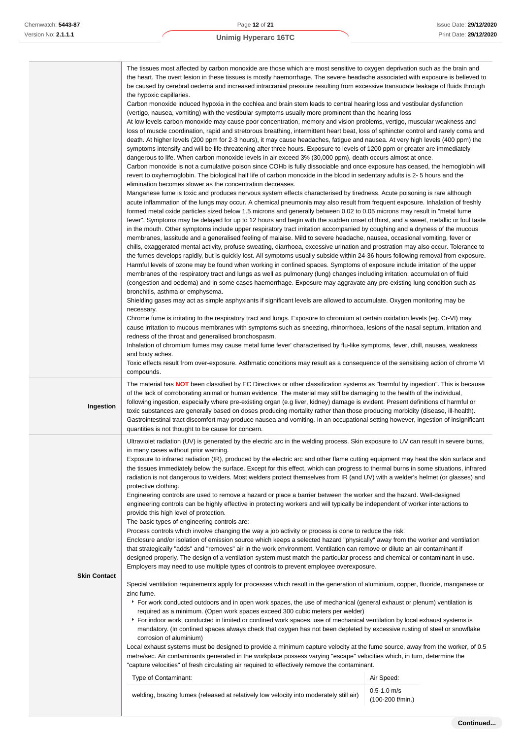| | |
|---|---|
| | The tissues most affected by carbon monoxide are those which are most sensitive to oxygen deprivation such as the brain and the heart. The overt lesion in these tissues is mostly haemorrhage. The severe headache associated with exposure is believed to be caused by cerebral oedema and increased intracranial pressure resulting from excessive transudate leakage of fluids through the hypoxic capillaries.<br>Carbon monoxide induced hypoxia in the cochlea and brain stem leads to central hearing loss and vestibular dysfunction (vertigo, nausea, vomiting) with the vestibular symptoms usually more prominent than the hearing loss<br>At low levels carbon monoxide may cause poor concentration, memory and vision problems, vertigo, muscular weakness and loss of muscle coordination, rapid and stretorous breathing, intermittent heart beat, loss of sphincter control and rarely coma and death. At higher levels (200 ppm for 2-3 hours), it may cause headaches, fatigue and nausea. At very high levels (400 ppm) the symptoms intensify and will be life-threatening after three hours. Exposure to levels of 1200 ppm or greater are immediately dangerous to life. When carbon monoxide levels in air exceed 3% (30,000 ppm), death occurs almost at once.<br>Carbon monoxide is not a cumulative poison since COHb is fully dissociable and once exposure has ceased, the hemoglobin will revert to oxyhemoglobin. The biological half life of carbon monoxide in the blood in sedentary adults is 2- 5 hours and the elimination becomes slower as the concentration decreases.<br>Manganese fume is toxic and produces nervous system effects characterised by tiredness. Acute poisoning is rare although acute inflammation of the lungs may occur. A chemical pneumonia may also result from frequent exposure. Inhalation of freshly formed metal oxide particles sized below 1.5 microns and generally between 0.02 to 0.05 microns may result in "metal fume fever". Symptoms may be delayed for up to 12 hours and begin with the sudden onset of thirst, and a sweet, metallic or foul taste in the mouth. Other symptoms include upper respiratory tract irritation accompanied by coughing and a dryness of the mucous membranes, lassitude and a generalised feeling of malaise. Mild to severe headache, nausea, occasional vomiting, fever or chills, exaggerated mental activity, profuse sweating, diarrhoea, excessive urination and prostration may also occur. Tolerance to the fumes develops rapidly, but is quickly lost. All symptoms usually subside within 24-36 hours following removal from exposure.<br>Harmful levels of ozone may be found when working in confined spaces. Symptoms of exposure include irritation of the upper membranes of the respiratory tract and lungs as well as pulmonary (lung) changes including irritation, accumulation of fluid (congestion and oedema) and in some cases haemorrhage. Exposure may aggravate any pre-existing lung condition such as bronchitis, asthma or emphysema.<br>Shielding gases may act as simple asphyxiants if significant levels are allowed to accumulate. Oxygen monitoring may be necessary.<br>Chrome fume is irritating to the respiratory tract and lungs. Exposure to chromium at certain oxidation levels (eg. Cr-VI) may cause irritation to mucous membranes with symptoms such as sneezing, rhinorrhoea, lesions of the nasal septum, irritation and redness of the throat and generalised bronchospasm.<br>Inhalation of chromium fumes may cause metal fume fever' characterised by flu-like symptoms, fever, chill, nausea, weakness and body aches.<br>Toxic effects result from over-exposure. Asthmatic conditions may result as a consequence of the sensitising action of chrome VI compounds. |
| **Ingestion** | The material has **NOT** been classified by EC Directives or other classification systems as "harmful by ingestion". This is because of the lack of corroborating animal or human evidence. The material may still be damaging to the health of the individual, following ingestion, especially where pre-existing organ (e.g liver, kidney) damage is evident. Present definitions of harmful or toxic substances are generally based on doses producing mortality rather than those producing morbidity (disease, ill-health). Gastrointestinal tract discomfort may produce nausea and vomiting. In an occupational setting however, ingestion of insignificant quantities is not thought to be cause for concern. |
| **Skin Contact** | Ultraviolet radiation (UV) is generated by the electric arc in the welding process. Skin exposure to UV can result in severe burns, in many cases without prior warning.<br>Exposure to infrared radiation (IR), produced by the electric arc and other flame cutting equipment may heat the skin surface and the tissues immediately below the surface. Except for this effect, which can progress to thermal burns in some situations, infrared radiation is not dangerous to welders. Most welders protect themselves from IR (and UV) with a welder's helmet (or glasses) and protective clothing.<br>Engineering controls are used to remove a hazard or place a barrier between the worker and the hazard. Well-designed engineering controls can be highly effective in protecting workers and will typically be independent of worker interactions to provide this high level of protection.<br>The basic types of engineering controls are:<br>Process controls which involve changing the way a job activity or process is done to reduce the risk.<br>Enclosure and/or isolation of emission source which keeps a selected hazard "physically" away from the worker and ventilation that strategically "adds" and "removes" air in the work environment. Ventilation can remove or dilute an air contaminant if designed properly. The design of a ventilation system must match the particular process and chemical or contaminant in use.<br>Employers may need to use multiple types of controls to prevent employee overexposure.<br><br>Special ventilation requirements apply for processes which result in the generation of aluminium, copper, fluoride, manganese or zinc fume.<br>• For work conducted outdoors and in open work spaces, the use of mechanical (general exhaust or plenum) ventilation is required as a minimum. (Open work spaces exceed 300 cubic meters per welder)<br>• For indoor work, conducted in limited or confined work spaces, use of mechanical ventilation by local exhaust systems is mandatory. (In confined spaces always check that oxygen has not been depleted by excessive rusting of steel or snowflake corrosion of aluminium)<br>Local exhaust systems must be designed to provide a minimum capture velocity at the fume source, away from the worker, of 0.5 metre/sec. Air contaminants generated in the workplace possess varying "escape" velocities which, in turn, determine the "capture velocities" of fresh circulating air required to effectively remove the contaminant.<br><br>Type of Contaminant: — Air Speed:<br>welding, brazing fumes (released at relatively low velocity into moderately still air) — 0.5-1.0 m/s (100-200 f/min.) |

Continued...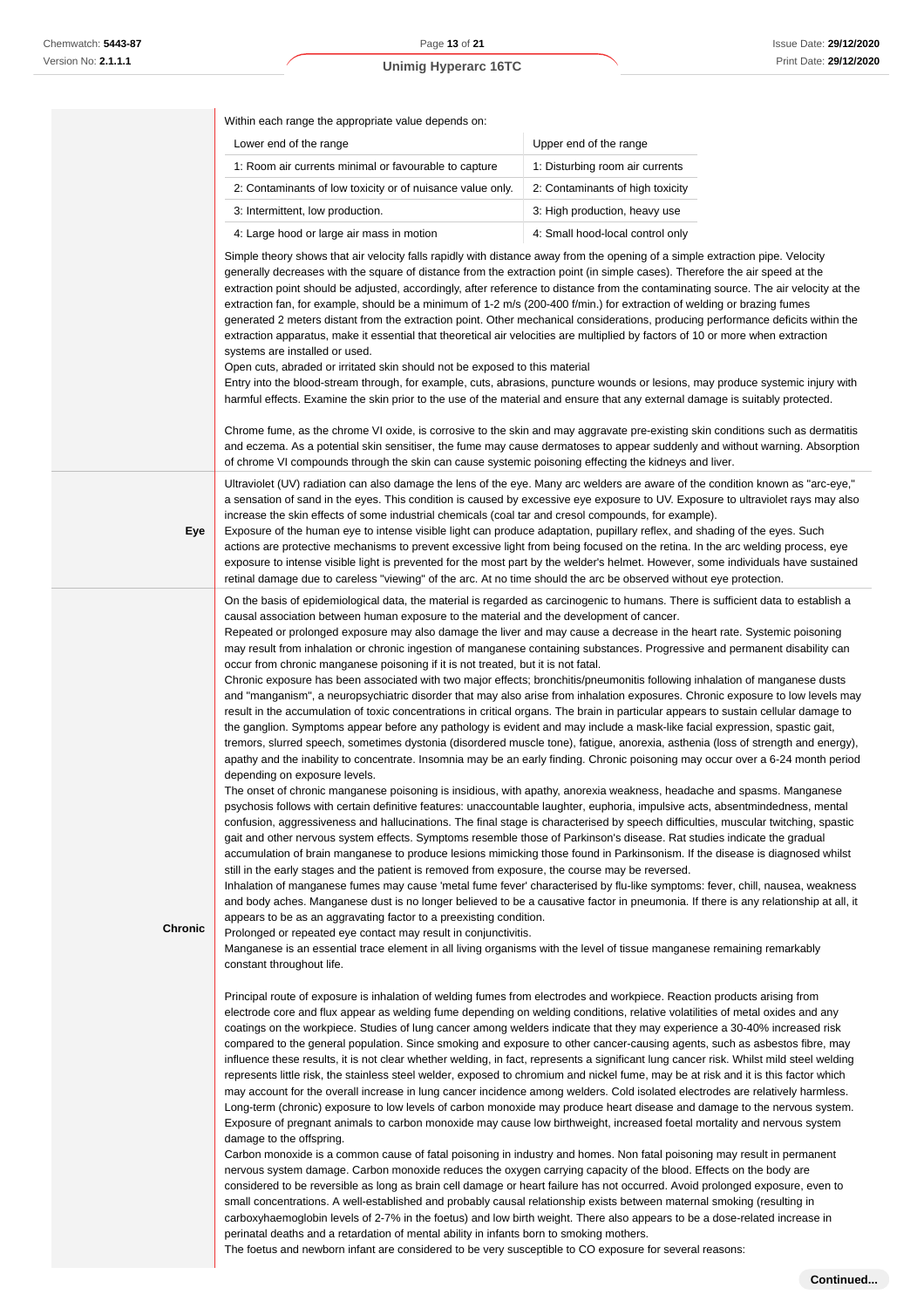| | |
|---|---|
| | Within each range the appropriate value depends on:<br><br>\| Lower end of the range \| Upper end of the range \|<br>1: Room air currents minimal or favourable to capture / 1: Disturbing room air currents<br>2: Contaminants of low toxicity or of nuisance value only. / 2: Contaminants of high toxicity<br>3: Intermittent, low production. / 3: High production, heavy use<br>4: Large hood or large air mass in motion / 4: Small hood-local control only<br><br>Simple theory shows that air velocity falls rapidly with distance away from the opening of a simple extraction pipe. Velocity generally decreases with the square of distance from the extraction point (in simple cases). Therefore the air speed at the extraction point should be adjusted, accordingly, after reference to distance from the contaminating source. The air velocity at the extraction fan, for example, should be a minimum of 1-2 m/s (200-400 f/min.) for extraction of welding or brazing fumes generated 2 meters distant from the extraction point. Other mechanical considerations, producing performance deficits within the extraction apparatus, make it essential that theoretical air velocities are multiplied by factors of 10 or more when extraction systems are installed or used.<br>Open cuts, abraded or irritated skin should not be exposed to this material<br>Entry into the blood-stream through, for example, cuts, abrasions, puncture wounds or lesions, may produce systemic injury with harmful effects. Examine the skin prior to the use of the material and ensure that any external damage is suitably protected.<br><br>Chrome fume, as the chrome VI oxide, is corrosive to the skin and may aggravate pre-existing skin conditions such as dermatitis and eczema. As a potential skin sensitiser, the fume may cause dermatoses to appear suddenly and without warning. Absorption of chrome VI compounds through the skin can cause systemic poisoning effecting the kidneys and liver. |
| **Eye** | Ultraviolet (UV) radiation can also damage the lens of the eye. Many arc welders are aware of the condition known as "arc-eye," a sensation of sand in the eyes. This condition is caused by excessive eye exposure to UV. Exposure to ultraviolet rays may also increase the skin effects of some industrial chemicals (coal tar and cresol compounds, for example).<br>Exposure of the human eye to intense visible light can produce adaptation, pupillary reflex, and shading of the eyes. Such actions are protective mechanisms to prevent excessive light from being focused on the retina. In the arc welding process, eye exposure to intense visible light is prevented for the most part by the welder's helmet. However, some individuals have sustained retinal damage due to careless "viewing" of the arc. At no time should the arc be observed without eye protection. |
| **Chronic** | On the basis of epidemiological data, the material is regarded as carcinogenic to humans. There is sufficient data to establish a causal association between human exposure to the material and the development of cancer.<br>Repeated or prolonged exposure may also damage the liver and may cause a decrease in the heart rate. Systemic poisoning may result from inhalation or chronic ingestion of manganese containing substances. Progressive and permanent disability can occur from chronic manganese poisoning if it is not treated, but it is not fatal.<br>Chronic exposure has been associated with two major effects; bronchitis/pneumonitis following inhalation of manganese dusts and "manganism", a neuropsychiatric disorder that may also arise from inhalation exposures. Chronic exposure to low levels may result in the accumulation of toxic concentrations in critical organs. The brain in particular appears to sustain cellular damage to the ganglion. Symptoms appear before any pathology is evident and may include a mask-like facial expression, spastic gait, tremors, slurred speech, sometimes dystonia (disordered muscle tone), fatigue, anorexia, asthenia (loss of strength and energy), apathy and the inability to concentrate. Insomnia may be an early finding. Chronic poisoning may occur over a 6-24 month period depending on exposure levels.<br>The onset of chronic manganese poisoning is insidious, with apathy, anorexia weakness, headache and spasms. Manganese psychosis follows with certain definitive features: unaccountable laughter, euphoria, impulsive acts, absentmindedness, mental confusion, aggressiveness and hallucinations. The final stage is characterised by speech difficulties, muscular twitching, spastic gait and other nervous system effects. Symptoms resemble those of Parkinson's disease. Rat studies indicate the gradual accumulation of brain manganese to produce lesions mimicking those found in Parkinsonism. If the disease is diagnosed whilst still in the early stages and the patient is removed from exposure, the course may be reversed.<br>Inhalation of manganese fumes may cause 'metal fume fever' characterised by flu-like symptoms: fever, chill, nausea, weakness and body aches. Manganese dust is no longer believed to be a causative factor in pneumonia. If there is any relationship at all, it appears to be as an aggravating factor to a preexisting condition.<br>Prolonged or repeated eye contact may result in conjunctivitis.<br>Manganese is an essential trace element in all living organisms with the level of tissue manganese remaining remarkably constant throughout life.<br><br>Principal route of exposure is inhalation of welding fumes from electrodes and workpiece. Reaction products arising from electrode core and flux appear as welding fume depending on welding conditions, relative volatilities of metal oxides and any coatings on the workpiece. Studies of lung cancer among welders indicate that they may experience a 30-40% increased risk compared to the general population. Since smoking and exposure to other cancer-causing agents, such as asbestos fibre, may influence these results, it is not clear whether welding, in fact, represents a significant lung cancer risk. Whilst mild steel welding represents little risk, the stainless steel welder, exposed to chromium and nickel fume, may be at risk and it is this factor which may account for the overall increase in lung cancer incidence among welders. Cold isolated electrodes are relatively harmless.<br>Long-term (chronic) exposure to low levels of carbon monoxide may produce heart disease and damage to the nervous system. Exposure of pregnant animals to carbon monoxide may cause low birthweight, increased foetal mortality and nervous system damage to the offspring.<br>Carbon monoxide is a common cause of fatal poisoning in industry and homes. Non fatal poisoning may result in permanent nervous system damage. Carbon monoxide reduces the oxygen carrying capacity of the blood. Effects on the body are considered to be reversible as long as brain cell damage or heart failure has not occurred. Avoid prolonged exposure, even to small concentrations. A well-established and probably causal relationship exists between maternal smoking (resulting in carboxyhaemoglobin levels of 2-7% in the foetus) and low birth weight. There also appears to be a dose-related increase in perinatal deaths and a retardation of mental ability in infants born to smoking mothers.<br>The foetus and newborn infant are considered to be very susceptible to CO exposure for several reasons: |

Continued...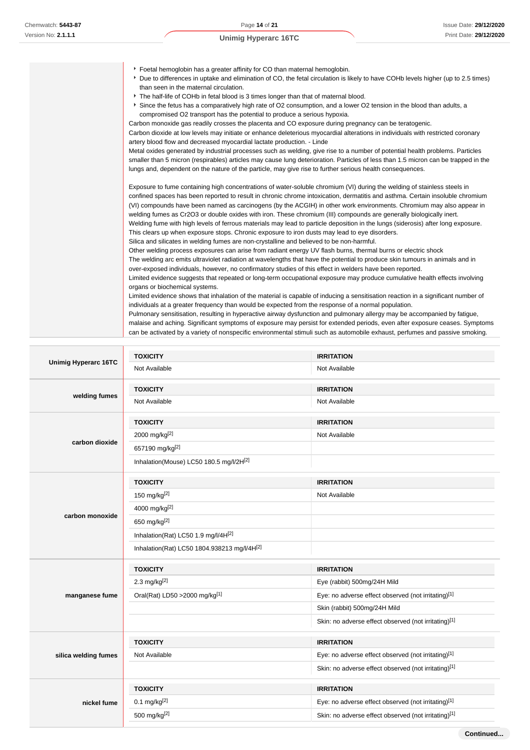- Foetal hemoglobin has a greater affinity for CO than maternal hemoglobin.
- Due to differences in uptake and elimination of CO, the fetal circulation is likely to have COHb levels higher (up to 2.5 times) than seen in the maternal circulation.
- The half-life of COHb in fetal blood is 3 times longer than that of maternal blood.
- Since the fetus has a comparatively high rate of O2 consumption, and a lower O2 tension in the blood than adults, a compromised O2 transport has the potential to produce a serious hypoxia.

Carbon monoxide gas readily crosses the placenta and CO exposure during pregnancy can be teratogenic.
Carbon dioxide at low levels may initiate or enhance deleterious myocardial alterations in individuals with restricted coronary artery blood flow and decreased myocardial lactate production. - Linde
Metal oxides generated by industrial processes such as welding, give rise to a number of potential health problems. Particles smaller than 5 micron (respirables) articles may cause lung deterioration. Particles of less than 1.5 micron can be trapped in the lungs and, dependent on the nature of the particle, may give rise to further serious health consequences.

Exposure to fume containing high concentrations of water-soluble chromium (VI) during the welding of stainless steels in confined spaces has been reported to result in chronic chrome intoxication, dermatitis and asthma. Certain insoluble chromium (VI) compounds have been named as carcinogens (by the ACGIH) in other work environments. Chromium may also appear in welding fumes as $Cr_2O_3$ or double oxides with iron. These chromium (III) compounds are generally biologically inert.
Welding fume with high levels of ferrous materials may lead to particle deposition in the lungs (siderosis) after long exposure. This clears up when exposure stops. Chronic exposure to iron dusts may lead to eye disorders.
Silica and silicates in welding fumes are non-crystalline and believed to be non-harmful.
Other welding process exposures can arise from radiant energy UV flash burns, thermal burns or electric shock
The welding arc emits ultraviolet radiation at wavelengths that have the potential to produce skin tumours in animals and in over-exposed individuals, however, no confirmatory studies of this effect in welders have been reported.
Limited evidence suggests that repeated or long-term occupational exposure may produce cumulative health effects involving organs or biochemical systems.
Limited evidence shows that inhalation of the material is capable of inducing a sensitisation reaction in a significant number of individuals at a greater frequency than would be expected from the response of a normal population.
Pulmonary sensitisation, resulting in hyperactive airway dysfunction and pulmonary allergy may be accompanied by fatigue, malaise and aching. Significant symptoms of exposure may persist for extended periods, even after exposure ceases. Symptoms can be activated by a variety of nonspecific environmental stimuli such as automobile exhaust, perfumes and passive smoking.

| | TOXICITY | IRRITATION |
|---|---|---|
| **Unimig Hyperarc 16TC** | Not Available | Not Available |
| **welding fumes** | Not Available | Not Available |
| **carbon dioxide** | 2000 mg/kg[2] | Not Available |
| | 657190 mg/kg[2] | |
| | Inhalation(Mouse) LC50 180.5 mg/l/2H[2] | |
| **carbon monoxide** | 150 mg/kg[2] | Not Available |
| | 4000 mg/kg[2] | |
| | 650 mg/kg[2] | |
| | Inhalation(Rat) LC50 1.9 mg/l/4H[2] | |
| | Inhalation(Rat) LC50 1804.938213 mg/l/4H[2] | |
| **manganese fume** | 2.3 mg/kg[2] | Eye (rabbit) 500mg/24H Mild |
| | Oral(Rat) LD50 >2000 mg/kg[1] | Eye: no adverse effect observed (not irritating)[1] |
| | | Skin (rabbit) 500mg/24H Mild |
| | | Skin: no adverse effect observed (not irritating)[1] |
| **silica welding fumes** | Not Available | Eye: no adverse effect observed (not irritating)[1] |
| | | Skin: no adverse effect observed (not irritating)[1] |
| **nickel fume** | 0.1 mg/kg[2] | Eye: no adverse effect observed (not irritating)[1] |
| | 500 mg/kg[2] | Skin: no adverse effect observed (not irritating)[1] |

**Continued...**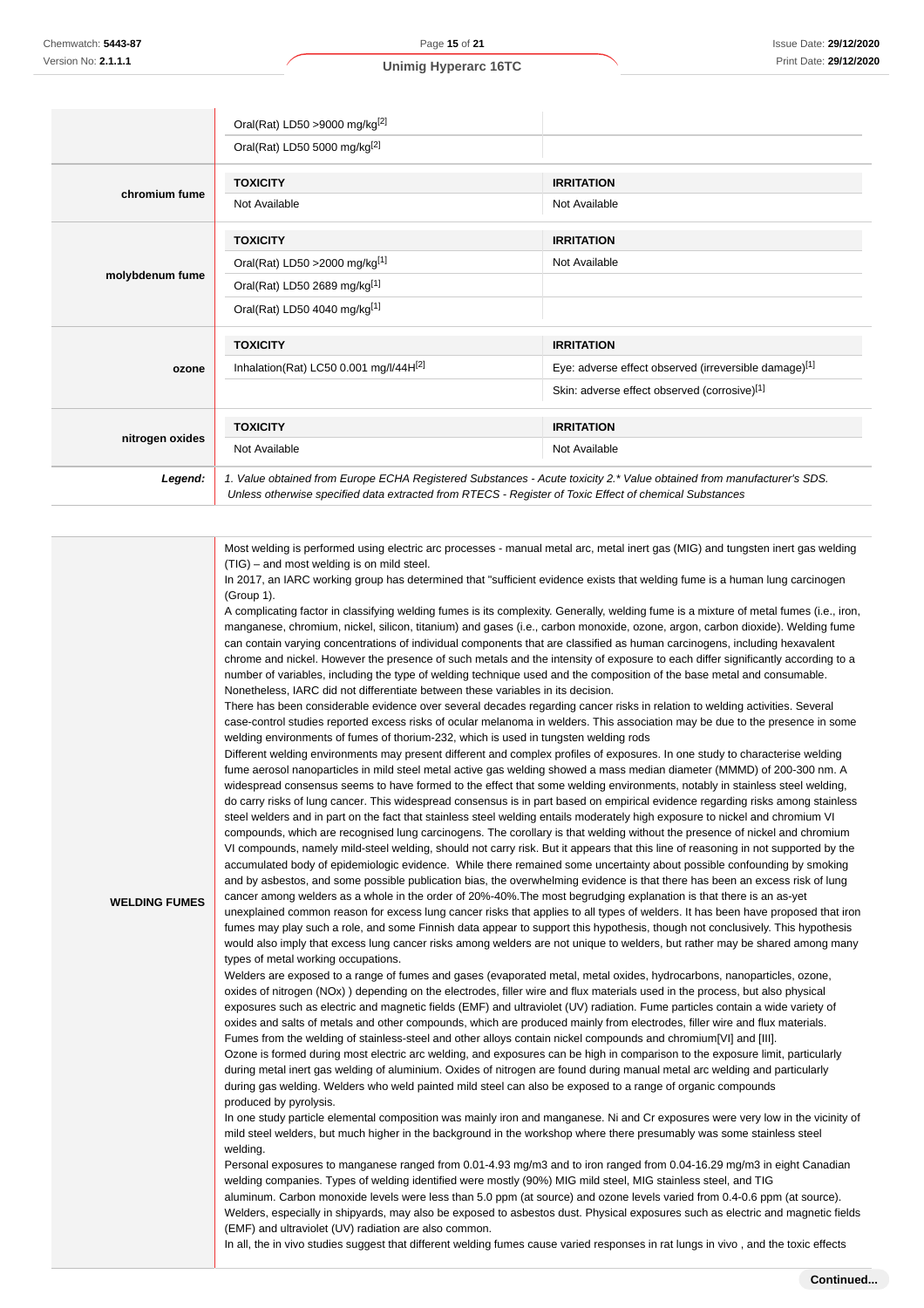| | | |
|---|---|---|
| | Oral(Rat) LD50 >9000 mg/kg[2] | |
| | Oral(Rat) LD50 5000 mg/kg[2] | |
| **chromium fume** | **TOXICITY** | **IRRITATION** |
| | Not Available | Not Available |
| **molybdenum fume** | **TOXICITY** | **IRRITATION** |
| | Oral(Rat) LD50 >2000 mg/kg[1] | Not Available |
| | Oral(Rat) LD50 2689 mg/kg[1] | |
| | Oral(Rat) LD50 4040 mg/kg[1] | |
| **ozone** | **TOXICITY** | **IRRITATION** |
| | Inhalation(Rat) LC50 0.001 mg/l/44H[2] | Eye: adverse effect observed (irreversible damage)[1] |
| | | Skin: adverse effect observed (corrosive)[1] |
| **nitrogen oxides** | **TOXICITY** | **IRRITATION** |
| | Not Available | Not Available |
| ***Legend:*** | *1. Value obtained from Europe ECHA Registered Substances - Acute toxicity 2.* Value obtained from manufacturer's SDS. Unless otherwise specified data extracted from RTECS - Register of Toxic Effect of chemical Substances* | |

**WELDING FUMES**

Most welding is performed using electric arc processes - manual metal arc, metal inert gas (MIG) and tungsten inert gas welding (TIG) – and most welding is on mild steel.
In 2017, an IARC working group has determined that "sufficient evidence exists that welding fume is a human lung carcinogen (Group 1).
A complicating factor in classifying welding fumes is its complexity. Generally, welding fume is a mixture of metal fumes (i.e., iron, manganese, chromium, nickel, silicon, titanium) and gases (i.e., carbon monoxide, ozone, argon, carbon dioxide). Welding fume can contain varying concentrations of individual components that are classified as human carcinogens, including hexavalent chrome and nickel. However the presence of such metals and the intensity of exposure to each differ significantly according to a number of variables, including the type of welding technique used and the composition of the base metal and consumable. Nonetheless, IARC did not differentiate between these variables in its decision.
There has been considerable evidence over several decades regarding cancer risks in relation to welding activities. Several case-control studies reported excess risks of ocular melanoma in welders. This association may be due to the presence in some welding environments of fumes of thorium-232, which is used in tungsten welding rods
Different welding environments may present different and complex profiles of exposures. In one study to characterise welding fume aerosol nanoparticles in mild steel metal active gas welding showed a mass median diameter (MMMD) of 200-300 nm. A widespread consensus seems to have formed to the effect that some welding environments, notably in stainless steel welding, do carry risks of lung cancer. This widespread consensus is in part based on empirical evidence regarding risks among stainless steel welders and in part on the fact that stainless steel welding entails moderately high exposure to nickel and chromium VI compounds, which are recognised lung carcinogens. The corollary is that welding without the presence of nickel and chromium VI compounds, namely mild-steel welding, should not carry risk. But it appears that this line of reasoning in not supported by the accumulated body of epidemiologic evidence. While there remained some uncertainty about possible confounding by smoking and by asbestos, and some possible publication bias, the overwhelming evidence is that there has been an excess risk of lung cancer among welders as a whole in the order of 20%-40%.The most begrudging explanation is that there is an as-yet unexplained common reason for excess lung cancer risks that applies to all types of welders. It has been have proposed that iron fumes may play such a role, and some Finnish data appear to support this hypothesis, though not conclusively. This hypothesis would also imply that excess lung cancer risks among welders are not unique to welders, but rather may be shared among many types of metal working occupations.
Welders are exposed to a range of fumes and gases (evaporated metal, metal oxides, hydrocarbons, nanoparticles, ozone, oxides of nitrogen (NOx) ) depending on the electrodes, filler wire and flux materials used in the process, but also physical exposures such as electric and magnetic fields (EMF) and ultraviolet (UV) radiation. Fume particles contain a wide variety of oxides and salts of metals and other compounds, which are produced mainly from electrodes, filler wire and flux materials. Fumes from the welding of stainless-steel and other alloys contain nickel compounds and chromium[VI] and [III].
Ozone is formed during most electric arc welding, and exposures can be high in comparison to the exposure limit, particularly during metal inert gas welding of aluminium. Oxides of nitrogen are found during manual metal arc welding and particularly during gas welding. Welders who weld painted mild steel can also be exposed to a range of organic compounds produced by pyrolysis.
In one study particle elemental composition was mainly iron and manganese. Ni and Cr exposures were very low in the vicinity of mild steel welders, but much higher in the background in the workshop where there presumably was some stainless steel welding.
Personal exposures to manganese ranged from 0.01-4.93 mg/m3 and to iron ranged from 0.04-16.29 mg/m3 in eight Canadian welding companies. Types of welding identified were mostly (90%) MIG mild steel, MIG stainless steel, and TIG aluminum. Carbon monoxide levels were less than 5.0 ppm (at source) and ozone levels varied from 0.4-0.6 ppm (at source).
Welders, especially in shipyards, may also be exposed to asbestos dust. Physical exposures such as electric and magnetic fields (EMF) and ultraviolet (UV) radiation are also common.
In all, the in vivo studies suggest that different welding fumes cause varied responses in rat lungs in vivo , and the toxic effects

**Continued...**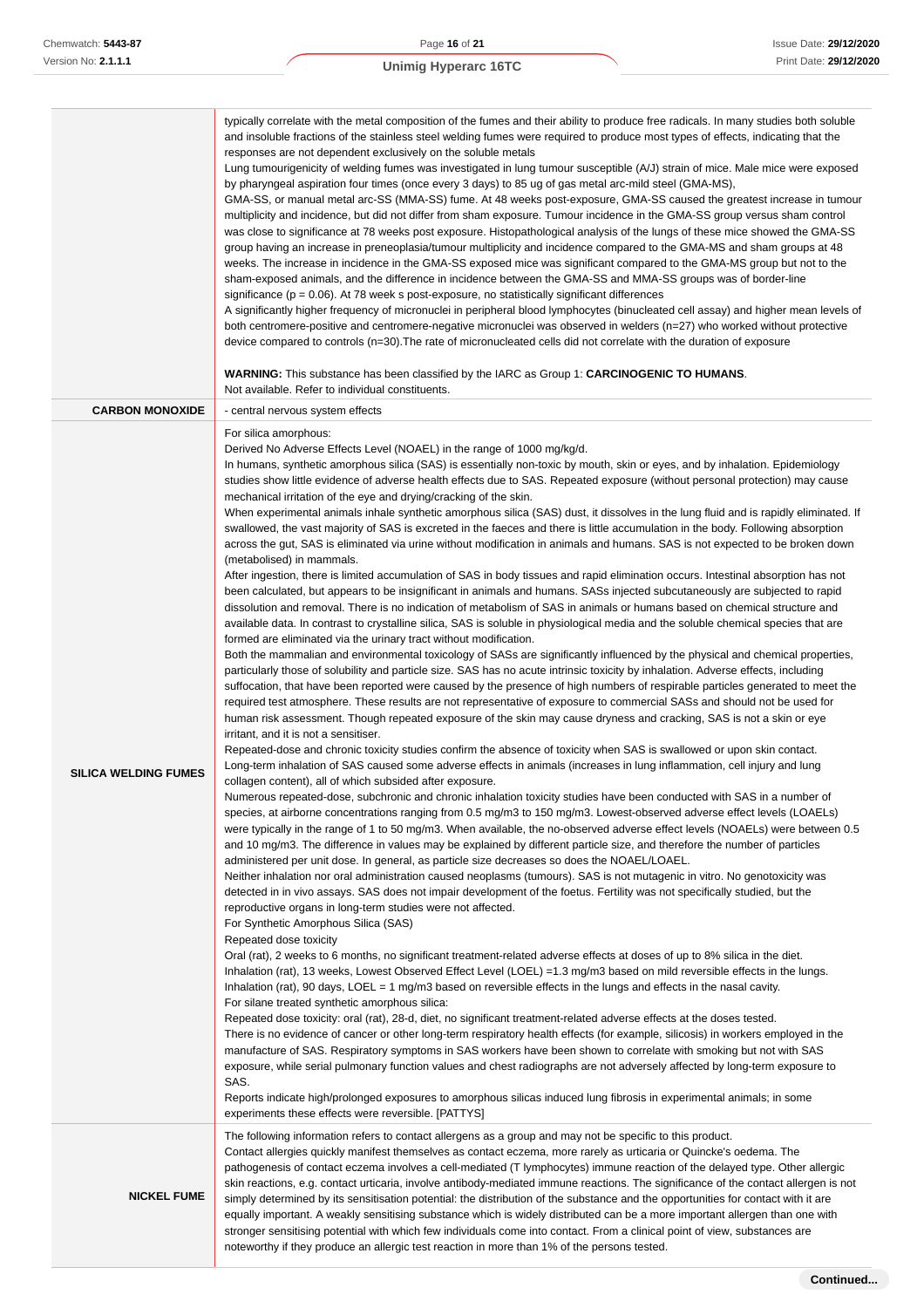| | |
|---|---|
| | typically correlate with the metal composition of the fumes and their ability to produce free radicals. In many studies both soluble and insoluble fractions of the stainless steel welding fumes were required to produce most types of effects, indicating that the responses are not dependent exclusively on the soluble metals<br>Lung tumourigenicity of welding fumes was investigated in lung tumour susceptible (A/J) strain of mice. Male mice were exposed by pharyngeal aspiration four times (once every 3 days) to 85 ug of gas metal arc-mild steel (GMA-MS), GMA-SS, or manual metal arc-SS (MMA-SS) fume. At 48 weeks post-exposure, GMA-SS caused the greatest increase in tumour multiplicity and incidence, but did not differ from sham exposure. Tumour incidence in the GMA-SS group versus sham control was close to significance at 78 weeks post exposure. Histopathological analysis of the lungs of these mice showed the GMA-SS group having an increase in preneoplasia/tumour multiplicity and incidence compared to the GMA-MS and sham groups at 48 weeks. The increase in incidence in the GMA-SS exposed mice was significant compared to the GMA-MS group but not to the sham-exposed animals, and the difference in incidence between the GMA-SS and MMA-SS groups was of border-line significance ($p = 0.06$). At 78 week s post-exposure, no statistically significant differences<br>A significantly higher frequency of micronuclei in peripheral blood lymphocytes (binucleated cell assay) and higher mean levels of both centromere-positive and centromere-negative micronuclei was observed in welders (n=27) who worked without protective device compared to controls (n=30).The rate of micronucleated cells did not correlate with the duration of exposure<br><br>**WARNING:** This substance has been classified by the IARC as Group 1: **CARCINOGENIC TO HUMANS**.<br>Not available. Refer to individual constituents. |
| **CARBON MONOXIDE** | - central nervous system effects |
| **SILICA WELDING FUMES** | For silica amorphous:<br>Derived No Adverse Effects Level (NOAEL) in the range of 1000 mg/kg/d.<br>In humans, synthetic amorphous silica (SAS) is essentially non-toxic by mouth, skin or eyes, and by inhalation. Epidemiology studies show little evidence of adverse health effects due to SAS. Repeated exposure (without personal protection) may cause mechanical irritation of the eye and drying/cracking of the skin.<br>When experimental animals inhale synthetic amorphous silica (SAS) dust, it dissolves in the lung fluid and is rapidly eliminated. If swallowed, the vast majority of SAS is excreted in the faeces and there is little accumulation in the body. Following absorption across the gut, SAS is eliminated via urine without modification in animals and humans. SAS is not expected to be broken down (metabolised) in mammals.<br>After ingestion, there is limited accumulation of SAS in body tissues and rapid elimination occurs. Intestinal absorption has not been calculated, but appears to be insignificant in animals and humans. SASs injected subcutaneously are subjected to rapid dissolution and removal. There is no indication of metabolism of SAS in animals or humans based on chemical structure and available data. In contrast to crystalline silica, SAS is soluble in physiological media and the soluble chemical species that are formed are eliminated via the urinary tract without modification.<br>Both the mammalian and environmental toxicology of SASs are significantly influenced by the physical and chemical properties, particularly those of solubility and particle size. SAS has no acute intrinsic toxicity by inhalation. Adverse effects, including suffocation, that have been reported were caused by the presence of high numbers of respirable particles generated to meet the required test atmosphere. These results are not representative of exposure to commercial SASs and should not be used for human risk assessment. Though repeated exposure of the skin may cause dryness and cracking, SAS is not a skin or eye irritant, and it is not a sensitiser.<br>Repeated-dose and chronic toxicity studies confirm the absence of toxicity when SAS is swallowed or upon skin contact.<br>Long-term inhalation of SAS caused some adverse effects in animals (increases in lung inflammation, cell injury and lung collagen content), all of which subsided after exposure.<br>Numerous repeated-dose, subchronic and chronic inhalation toxicity studies have been conducted with SAS in a number of species, at airborne concentrations ranging from 0.5 mg/m3 to 150 mg/m3. Lowest-observed adverse effect levels (LOAELs) were typically in the range of 1 to 50 mg/m3. When available, the no-observed adverse effect levels (NOAELs) were between 0.5 and 10 mg/m3. The difference in values may be explained by different particle size, and therefore the number of particles administered per unit dose. In general, as particle size decreases so does the NOAEL/LOAEL.<br>Neither inhalation nor oral administration caused neoplasms (tumours). SAS is not mutagenic in vitro. No genotoxicity was detected in in vivo assays. SAS does not impair development of the foetus. Fertility was not specifically studied, but the reproductive organs in long-term studies were not affected.<br>For Synthetic Amorphous Silica (SAS)<br>Repeated dose toxicity<br>Oral (rat), 2 weeks to 6 months, no significant treatment-related adverse effects at doses of up to 8% silica in the diet.<br>Inhalation (rat), 13 weeks, Lowest Observed Effect Level (LOEL) =1.3 mg/m3 based on mild reversible effects in the lungs.<br>Inhalation (rat), 90 days, LOEL = 1 mg/m3 based on reversible effects in the lungs and effects in the nasal cavity.<br>For silane treated synthetic amorphous silica:<br>Repeated dose toxicity: oral (rat), 28-d, diet, no significant treatment-related adverse effects at the doses tested.<br>There is no evidence of cancer or other long-term respiratory health effects (for example, silicosis) in workers employed in the manufacture of SAS. Respiratory symptoms in SAS workers have been shown to correlate with smoking but not with SAS exposure, while serial pulmonary function values and chest radiographs are not adversely affected by long-term exposure to SAS.<br>Reports indicate high/prolonged exposures to amorphous silicas induced lung fibrosis in experimental animals; in some experiments these effects were reversible. [PATTYS] |
| **NICKEL FUME** | The following information refers to contact allergens as a group and may not be specific to this product.<br>Contact allergies quickly manifest themselves as contact eczema, more rarely as urticaria or Quincke's oedema. The pathogenesis of contact eczema involves a cell-mediated (T lymphocytes) immune reaction of the delayed type. Other allergic skin reactions, e.g. contact urticaria, involve antibody-mediated immune reactions. The significance of the contact allergen is not simply determined by its sensitisation potential: the distribution of the substance and the opportunities for contact with it are equally important. A weakly sensitising substance which is widely distributed can be a more important allergen than one with stronger sensitising potential with which few individuals come into contact. From a clinical point of view, substances are noteworthy if they produce an allergic test reaction in more than 1% of the persons tested. |

Continued...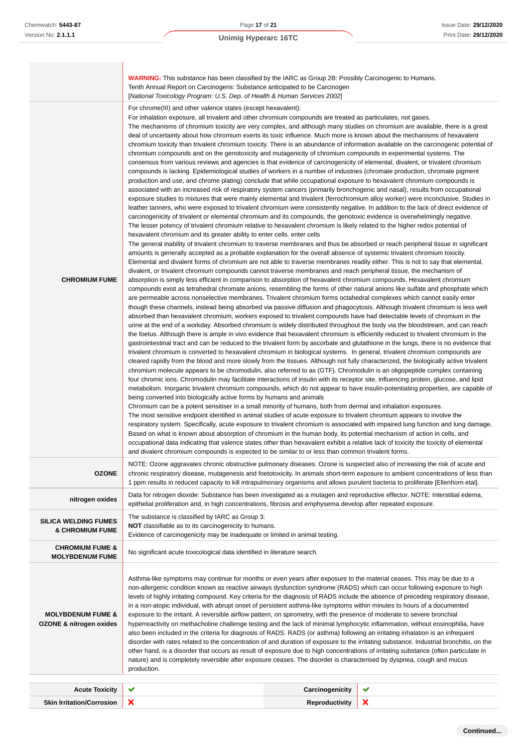| | |
|---|---|
| | **WARNING:** This substance has been classified by the IARC as Group 2B: Possibly Carcinogenic to Humans.<br>Tenth Annual Report on Carcinogens: Substance anticipated to be Carcinogen<br>[*National Toxicology Program: U.S. Dep. of Health & Human Services 2002*] |
| **CHROMIUM FUME** | For chrome(III) and other valence states (except hexavalent):<br>For inhalation exposure, all trivalent and other chromium compounds are treated as particulates, not gases.<br>The mechanisms of chromium toxicity are very complex, and although many studies on chromium are available, there is a great deal of uncertainty about how chromium exerts its toxic influence. Much more is known about the mechanisms of hexavalent chromium toxicity than trivalent chromium toxicity. There is an abundance of information available on the carcinogenic potential of chromium compounds and on the genotoxicity and mutagenicity of chromium compounds in experimental systems. The consensus from various reviews and agencies is that evidence of carcinogenicity of elemental, divalent, or trivalent chromium compounds is lacking. Epidemiological studies of workers in a number of industries (chromate production, chromate pigment production and use, and chrome plating) conclude that while occupational exposure to hexavalent chromium compounds is associated with an increased risk of respiratory system cancers (primarily bronchogenic and nasal), results from occupational exposure studies to mixtures that were mainly elemental and trivalent (ferrochromium alloy worker) were inconclusive. Studies in leather tanners, who were exposed to trivalent chromium were consistently negative. In addition to the lack of direct evidence of carcinogenicity of trivalent or elemental chromium and its compounds, the genotoxic evidence is overwhelmingly negative.<br>The lesser potency of trivalent chromium relative to hexavalent chromium is likely related to the higher redox potential of hexavalent chromium and its greater ability to enter cells. enter cells<br>The general inability of trivalent chromium to traverse membranes and thus be absorbed or reach peripheral tissue in significant amounts is generally accepted as a probable explanation for the overall absence of systemic trivalent chromium toxicity. Elemental and divalent forms of chromium are not able to traverse membranes readily either. This is not to say that elemental, divalent, or trivalent chromium compounds cannot traverse membranes and reach peripheral tissue, the mechanism of absorption is simply less efficient in comparison to absorption of hexavalent chromium compounds. Hexavalent chromium compounds exist as tetrahedral chromate anions, resembling the forms of other natural anions like sulfate and phosphate which are permeable across nonselective membranes. Trivalent chromium forms octahedral complexes which cannot easily enter though these channels, instead being absorbed via passive diffusion and phagocytosis. Although trivalent chromium is less well absorbed than hexavalent chromium, workers exposed to trivalent compounds have had detectable levels of chromium in the urine at the end of a workday. Absorbed chromium is widely distributed throughout the body via the bloodstream, and can reach the foetus. Although there is ample in vivo evidence that hexavalent chromium is efficiently reduced to trivalent chromium in the gastrointestinal tract and can be reduced to the trivalent form by ascorbate and glutathione in the lungs, there is no evidence that trivalent chromium is converted to hexavalent chromium in biological systems. In general, trivalent chromium compounds are cleared rapidly from the blood and more slowly from the tissues. Although not fully characterized, the biologically active trivalent chromium molecule appears to be chromodulin, also referred to as (GTF). Chromodulin is an oligopeptide complex containing four chromic ions. Chromodulin may facilitate interactions of insulin with its receptor site, influencing protein, glucose, and lipid metabolism. Inorganic trivalent chromium compounds, which do not appear to have insulin-potentiating properties, are capable of being converted into biologically active forms by humans and animals<br>Chromium can be a potent sensitiser in a small minority of humans, both from dermal and inhalation exposures.<br>The most sensitive endpoint identified in animal studies of acute exposure to trivalent chromium appears to involve the respiratory system. Specifically, acute exposure to trivalent chromium is associated with impaired lung function and lung damage.<br>Based on what is known about absorption of chromium in the human body, its potential mechanism of action in cells, and occupational data indicating that valence states other than hexavalent exhibit a relative lack of toxicity the toxicity of elemental and divalent chromium compounds is expected to be similar to or less than common trivalent forms. |
| **OZONE** | NOTE: Ozone aggravates chronic obstructive pulmonary disease. Ozone is suspected also of increasing the risk of acute and chronic respiratory disease, mutagenesis and foetotoxicity. In animals short-term exposure to ambient concentrations of less than 1 ppm results in reduced capacity to kill intrapulmonary organisms and allows purulent bacteria to proliferate [Ellenhorn etal]. |
| **nitrogen oxides** | Data for nitrogen dioxide: Substance has been investigated as a mutagen and reproductive effector. NOTE: Interstitial edema, epithelial proliferation and, in high concentrations, fibrosis and emphysema develop after repeated exposure. |
| **SILICA WELDING FUMES & CHROMIUM FUME** | The substance is classified by IARC as Group 3:<br>**NOT** classifiable as to its carcinogenicity to humans.<br>Evidence of carcinogenicity may be inadequate or limited in animal testing. |
| **CHROMIUM FUME & MOLYBDENUM FUME** | No significant acute toxicological data identified in literature search. |
| **MOLYBDENUM FUME & OZONE & nitrogen oxides** | Asthma-like symptoms may continue for months or even years after exposure to the material ceases. This may be due to a non-allergenic condition known as reactive airways dysfunction syndrome (RADS) which can occur following exposure to high levels of highly irritating compound. Key criteria for the diagnosis of RADS include the absence of preceding respiratory disease, in a non-atopic individual, with abrupt onset of persistent asthma-like symptoms within minutes to hours of a documented exposure to the irritant. A reversible airflow pattern, on spirometry, with the presence of moderate to severe bronchial hyperreactivity on methacholine challenge testing and the lack of minimal lymphocytic inflammation, without eosinophilia, have also been included in the criteria for diagnosis of RADS. RADS (or asthma) following an irritating inhalation is an infrequent disorder with rates related to the concentration of and duration of exposure to the irritating substance. Industrial bronchitis, on the other hand, is a disorder that occurs as result of exposure due to high concentrations of irritating substance (often particulate in nature) and is completely reversible after exposure ceases. The disorder is characterised by dyspnea, cough and mucus production. |

| | | | |
|---|---|---|---|
| **Acute Toxicity** | ✔ | **Carcinogenicity** | ✔ |
| **Skin Irritation/Corrosion** | ✘ | **Reproductivity** | ✘ |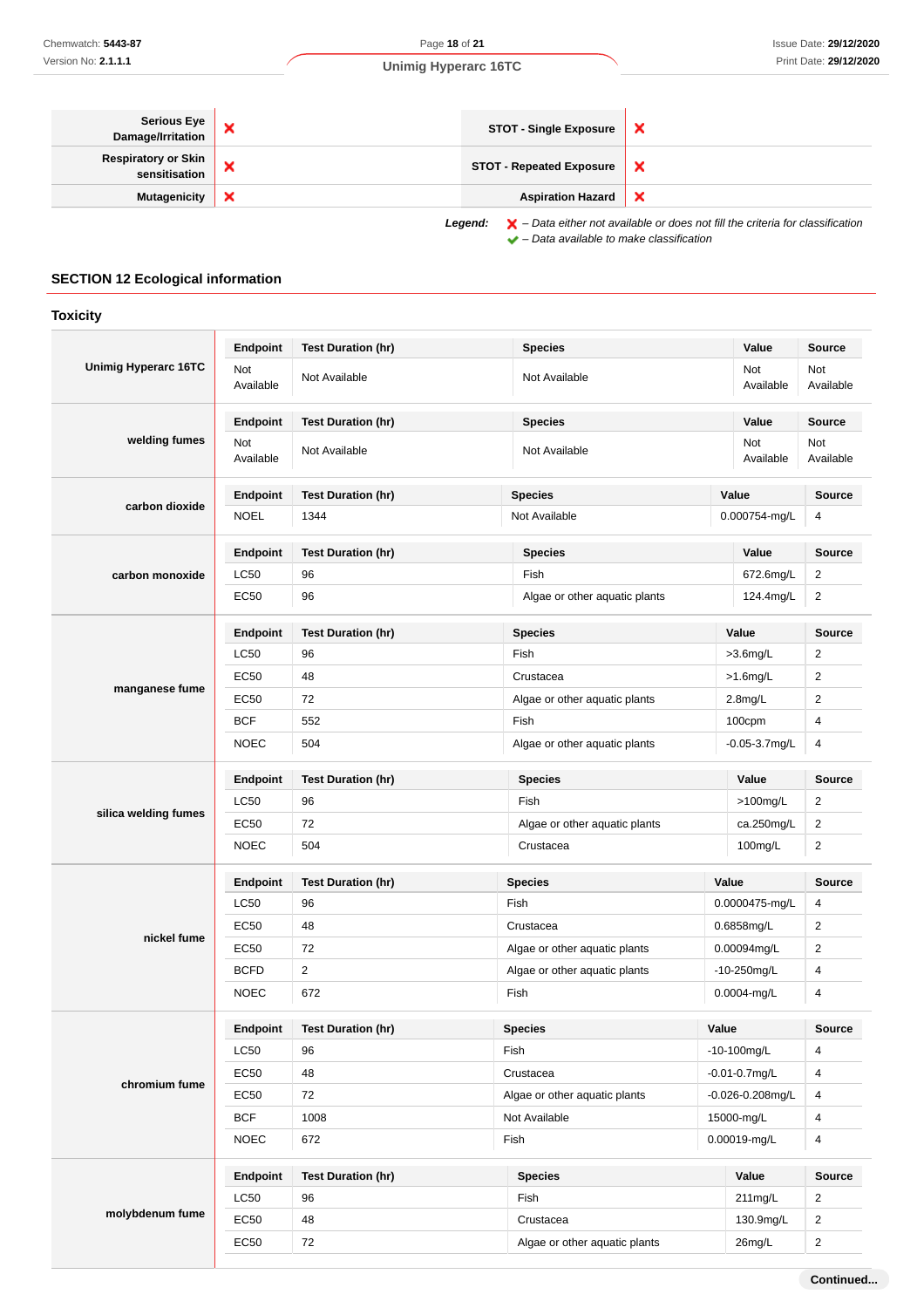| Serious Eye Damage/Irritation | ❌ | STOT - Single Exposure | ❌ |
|---|---|---|---|
| Respiratory or Skin sensitisation | ❌ | STOT - Repeated Exposure | ❌ |
| Mutagenicity | ❌ | Aspiration Hazard | ❌ |

**Legend:** ❌ *– Data either not available or does not fill the criteria for classification*
✔ *– Data available to make classification*

## SECTION 12 Ecological information

### Toxicity

**Unimig Hyperarc 16TC**

| Endpoint | Test Duration (hr) | Species | Value | Source |
|---|---|---|---|---|
| Not Available | Not Available | Not Available | Not Available | Not Available |

**welding fumes**

| Endpoint | Test Duration (hr) | Species | Value | Source |
|---|---|---|---|---|
| Not Available | Not Available | Not Available | Not Available | Not Available |

**carbon dioxide**

| Endpoint | Test Duration (hr) | Species | Value | Source |
|---|---|---|---|---|
| NOEL | 1344 | Not Available | 0.000754-mg/L | 4 |

**carbon monoxide**

| Endpoint | Test Duration (hr) | Species | Value | Source |
|---|---|---|---|---|
| LC50 | 96 | Fish | 672.6mg/L | 2 |
| EC50 | 96 | Algae or other aquatic plants | 124.4mg/L | 2 |

**manganese fume**

| Endpoint | Test Duration (hr) | Species | Value | Source |
|---|---|---|---|---|
| LC50 | 96 | Fish | >3.6mg/L | 2 |
| EC50 | 48 | Crustacea | >1.6mg/L | 2 |
| EC50 | 72 | Algae or other aquatic plants | 2.8mg/L | 2 |
| BCF | 552 | Fish | 100cpm | 4 |
| NOEC | 504 | Algae or other aquatic plants | -0.05-3.7mg/L | 4 |

**silica welding fumes**

| Endpoint | Test Duration (hr) | Species | Value | Source |
|---|---|---|---|---|
| LC50 | 96 | Fish | >100mg/L | 2 |
| EC50 | 72 | Algae or other aquatic plants | ca.250mg/L | 2 |
| NOEC | 504 | Crustacea | 100mg/L | 2 |

**nickel fume**

| Endpoint | Test Duration (hr) | Species | Value | Source |
|---|---|---|---|---|
| LC50 | 96 | Fish | 0.0000475-mg/L | 4 |
| EC50 | 48 | Crustacea | 0.6858mg/L | 2 |
| EC50 | 72 | Algae or other aquatic plants | 0.00094mg/L | 2 |
| BCFD | 2 | Algae or other aquatic plants | -10-250mg/L | 4 |
| NOEC | 672 | Fish | 0.0004-mg/L | 4 |

**chromium fume**

| Endpoint | Test Duration (hr) | Species | Value | Source |
|---|---|---|---|---|
| LC50 | 96 | Fish | -10-100mg/L | 4 |
| EC50 | 48 | Crustacea | -0.01-0.7mg/L | 4 |
| EC50 | 72 | Algae or other aquatic plants | -0.026-0.208mg/L | 4 |
| BCF | 1008 | Not Available | 15000-mg/L | 4 |
| NOEC | 672 | Fish | 0.00019-mg/L | 4 |

**molybdenum fume**

| Endpoint | Test Duration (hr) | Species | Value | Source |
|---|---|---|---|---|
| LC50 | 96 | Fish | 211mg/L | 2 |
| EC50 | 48 | Crustacea | 130.9mg/L | 2 |
| EC50 | 72 | Algae or other aquatic plants | 26mg/L | 2 |

**Continued...**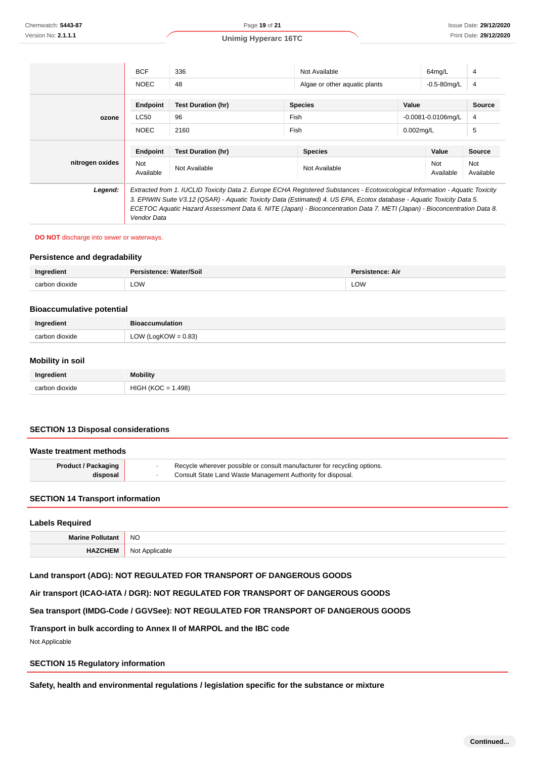| | | | | | |
|---|---|---|---|---|---|
| | BCF | 336 | Not Available | 64mg/L | 4 |
| | NOEC | 48 | Algae or other aquatic plants | -0.5-80mg/L | 4 |
| **ozone** | **Endpoint** | **Test Duration (hr)** | **Species** | **Value** | **Source** |
| | LC50 | 96 | Fish | -0.0081-0.0106mg/L | 4 |
| | NOEC | 2160 | Fish | 0.002mg/L | 5 |
| **nitrogen oxides** | **Endpoint** | **Test Duration (hr)** | **Species** | **Value** | **Source** |
| | Not Available | Not Available | Not Available | Not Available | Not Available |
| ***Legend:*** | *Extracted from 1. IUCLID Toxicity Data 2. Europe ECHA Registered Substances - Ecotoxicological Information - Aquatic Toxicity 3. EPIWIN Suite V3.12 (QSAR) - Aquatic Toxicity Data (Estimated) 4. US EPA, Ecotox database - Aquatic Toxicity Data 5. ECETOC Aquatic Hazard Assessment Data 6. NITE (Japan) - Bioconcentration Data 7. METI (Japan) - Bioconcentration Data 8. Vendor Data* | | | | |

**DO NOT** discharge into sewer or waterways.

### Persistence and degradability

| Ingredient | Persistence: Water/Soil | Persistence: Air |
|---|---|---|
| carbon dioxide | LOW | LOW |

### Bioaccumulative potential

| Ingredient | Bioaccumulation |
|---|---|
| carbon dioxide | LOW (LogKOW = 0.83) |

### Mobility in soil

| Ingredient | Mobility |
|---|---|
| carbon dioxide | HIGH (KOC = 1.498) |

## SECTION 13 Disposal considerations

### Waste treatment methods

| | |
|---|---|
| **Product / Packaging disposal** | · Recycle wherever possible or consult manufacturer for recycling options.<br>· Consult State Land Waste Management Authority for disposal. |

## SECTION 14 Transport information

### Labels Required

| | |
|---|---|
| **Marine Pollutant** | NO |
| **HAZCHEM** | Not Applicable |

### Land transport (ADG): NOT REGULATED FOR TRANSPORT OF DANGEROUS GOODS

### Air transport (ICAO-IATA / DGR): NOT REGULATED FOR TRANSPORT OF DANGEROUS GOODS

### Sea transport (IMDG-Code / GGVSee): NOT REGULATED FOR TRANSPORT OF DANGEROUS GOODS

### Transport in bulk according to Annex II of MARPOL and the IBC code

Not Applicable

## SECTION 15 Regulatory information

### Safety, health and environmental regulations / legislation specific for the substance or mixture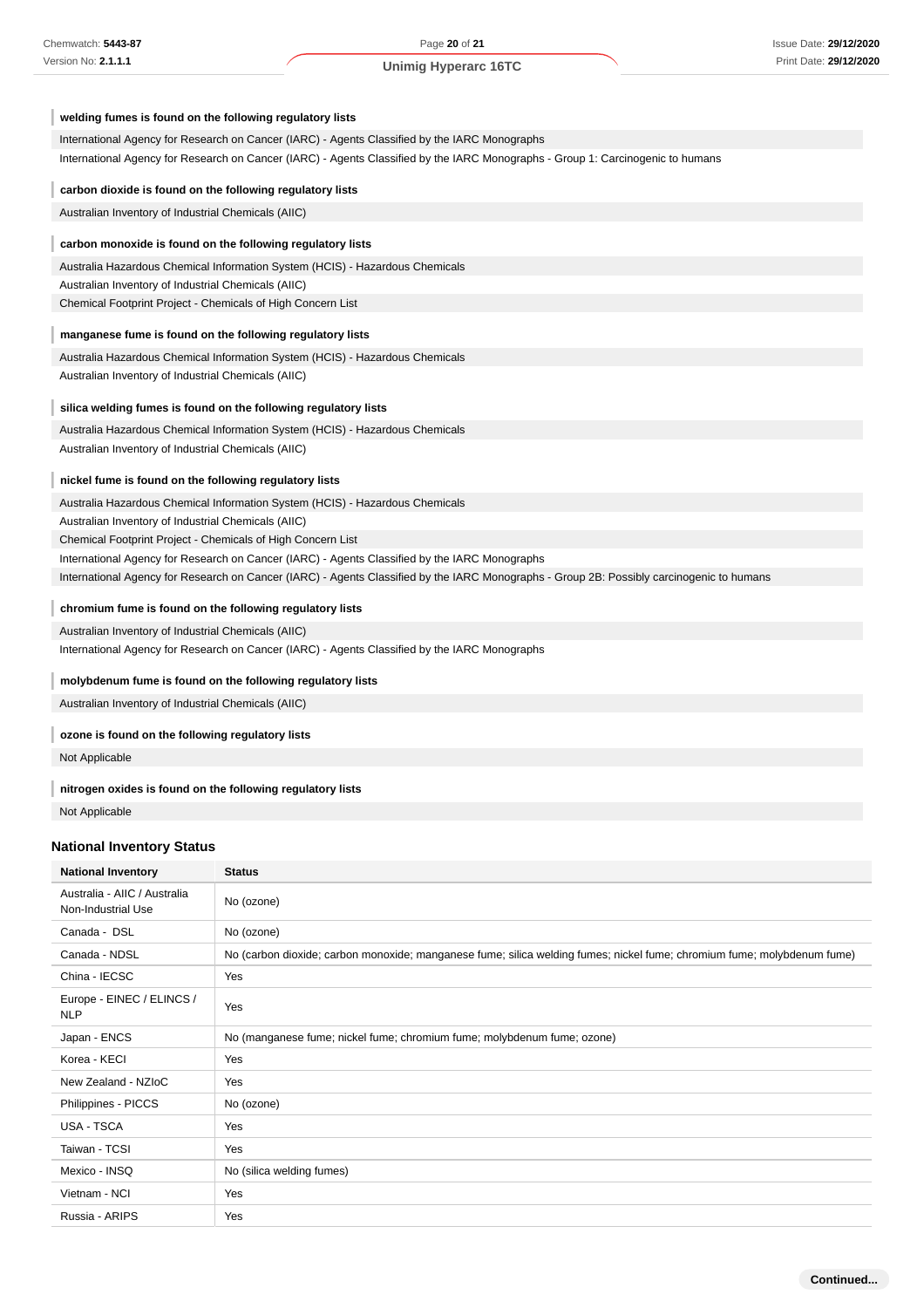**welding fumes is found on the following regulatory lists**

International Agency for Research on Cancer (IARC) - Agents Classified by the IARC Monographs
International Agency for Research on Cancer (IARC) - Agents Classified by the IARC Monographs - Group 1: Carcinogenic to humans

**carbon dioxide is found on the following regulatory lists**

Australian Inventory of Industrial Chemicals (AIIC)

**carbon monoxide is found on the following regulatory lists**

Australia Hazardous Chemical Information System (HCIS) - Hazardous Chemicals
Australian Inventory of Industrial Chemicals (AIIC)
Chemical Footprint Project - Chemicals of High Concern List

**manganese fume is found on the following regulatory lists**

Australia Hazardous Chemical Information System (HCIS) - Hazardous Chemicals
Australian Inventory of Industrial Chemicals (AIIC)

**silica welding fumes is found on the following regulatory lists**

Australia Hazardous Chemical Information System (HCIS) - Hazardous Chemicals
Australian Inventory of Industrial Chemicals (AIIC)

**nickel fume is found on the following regulatory lists**

Australia Hazardous Chemical Information System (HCIS) - Hazardous Chemicals
Australian Inventory of Industrial Chemicals (AIIC)
Chemical Footprint Project - Chemicals of High Concern List
International Agency for Research on Cancer (IARC) - Agents Classified by the IARC Monographs
International Agency for Research on Cancer (IARC) - Agents Classified by the IARC Monographs - Group 2B: Possibly carcinogenic to humans

**chromium fume is found on the following regulatory lists**

Australian Inventory of Industrial Chemicals (AIIC)
International Agency for Research on Cancer (IARC) - Agents Classified by the IARC Monographs

**molybdenum fume is found on the following regulatory lists**

Australian Inventory of Industrial Chemicals (AIIC)

**ozone is found on the following regulatory lists**

Not Applicable

**nitrogen oxides is found on the following regulatory lists**

Not Applicable

### National Inventory Status

| National Inventory | Status |
|---|---|
| Australia - AIIC / Australia Non-Industrial Use | No (ozone) |
| Canada - DSL | No (ozone) |
| Canada - NDSL | No (carbon dioxide; carbon monoxide; manganese fume; silica welding fumes; nickel fume; chromium fume; molybdenum fume) |
| China - IECSC | Yes |
| Europe - EINEC / ELINCS / NLP | Yes |
| Japan - ENCS | No (manganese fume; nickel fume; chromium fume; molybdenum fume; ozone) |
| Korea - KECI | Yes |
| New Zealand - NZIoC | Yes |
| Philippines - PICCS | No (ozone) |
| USA - TSCA | Yes |
| Taiwan - TCSI | Yes |
| Mexico - INSQ | No (silica welding fumes) |
| Vietnam - NCI | Yes |
| Russia - ARIPS | Yes |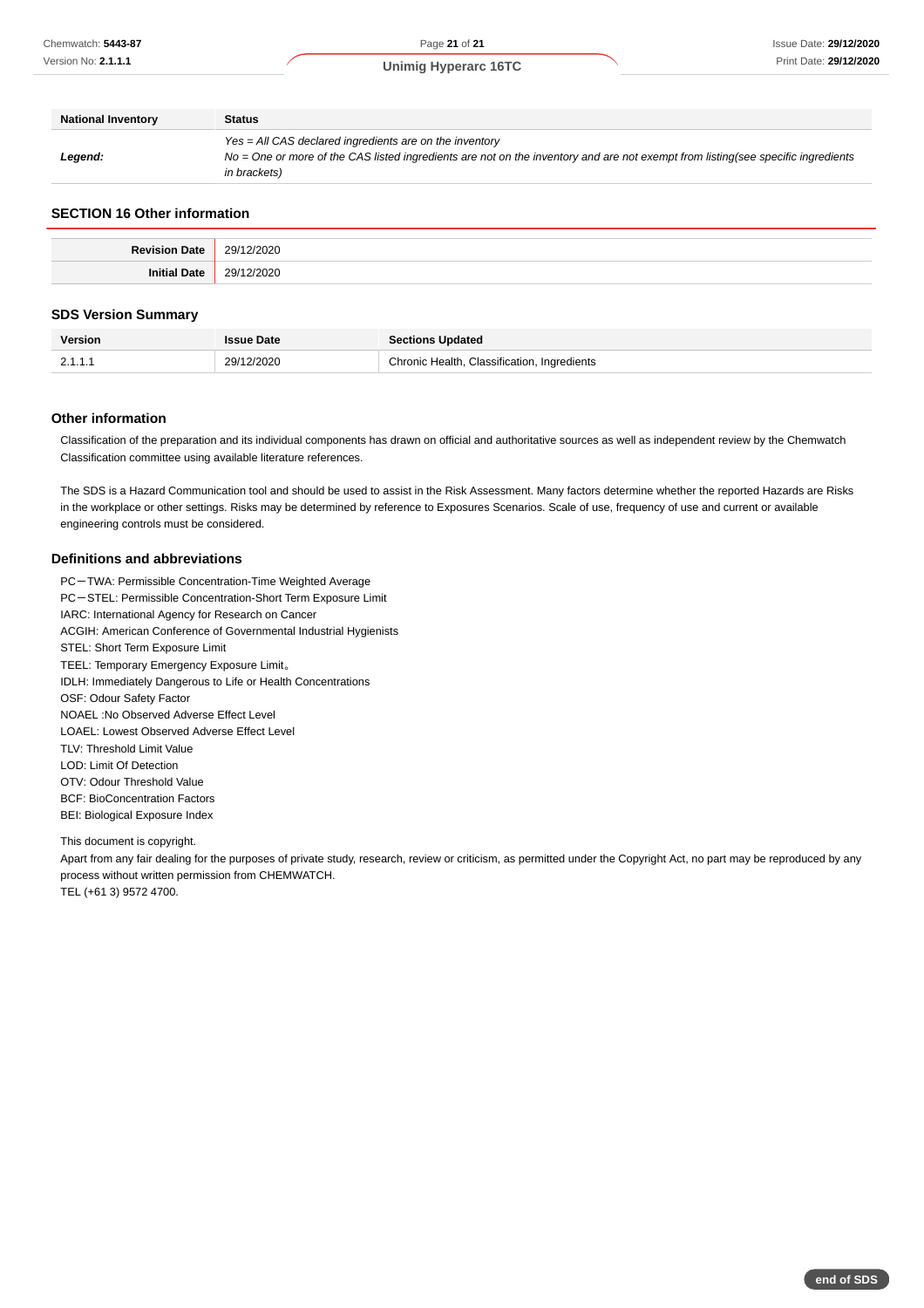| National Inventory | Status |
|---|---|
| ***Legend:*** | *Yes = All CAS declared ingredients are on the inventory*<br>*No = One or more of the CAS listed ingredients are not on the inventory and are not exempt from listing(see specific ingredients in brackets)* |

## SECTION 16 Other information

| | |
|---|---|
| **Revision Date** | 29/12/2020 |
| **Initial Date** | 29/12/2020 |

### SDS Version Summary

| Version | Issue Date | Sections Updated |
|---|---|---|
| 2.1.1.1 | 29/12/2020 | Chronic Health, Classification, Ingredients |

### Other information

Classification of the preparation and its individual components has drawn on official and authoritative sources as well as independent review by the Chemwatch Classification committee using available literature references.

The SDS is a Hazard Communication tool and should be used to assist in the Risk Assessment. Many factors determine whether the reported Hazards are Risks in the workplace or other settings. Risks may be determined by reference to Exposures Scenarios. Scale of use, frequency of use and current or available engineering controls must be considered.

### Definitions and abbreviations

PC－TWA: Permissible Concentration-Time Weighted Average
PC－STEL: Permissible Concentration-Short Term Exposure Limit
IARC: International Agency for Research on Cancer
ACGIH: American Conference of Governmental Industrial Hygienists
STEL: Short Term Exposure Limit
TEEL: Temporary Emergency Exposure Limit。
IDLH: Immediately Dangerous to Life or Health Concentrations
OSF: Odour Safety Factor
NOAEL :No Observed Adverse Effect Level
LOAEL: Lowest Observed Adverse Effect Level
TLV: Threshold Limit Value
LOD: Limit Of Detection
OTV: Odour Threshold Value
BCF: BioConcentration Factors
BEI: Biological Exposure Index

This document is copyright.
Apart from any fair dealing for the purposes of private study, research, review or criticism, as permitted under the Copyright Act, no part may be reproduced by any process without written permission from CHEMWATCH.
TEL (+61 3) 9572 4700.

end of SDS